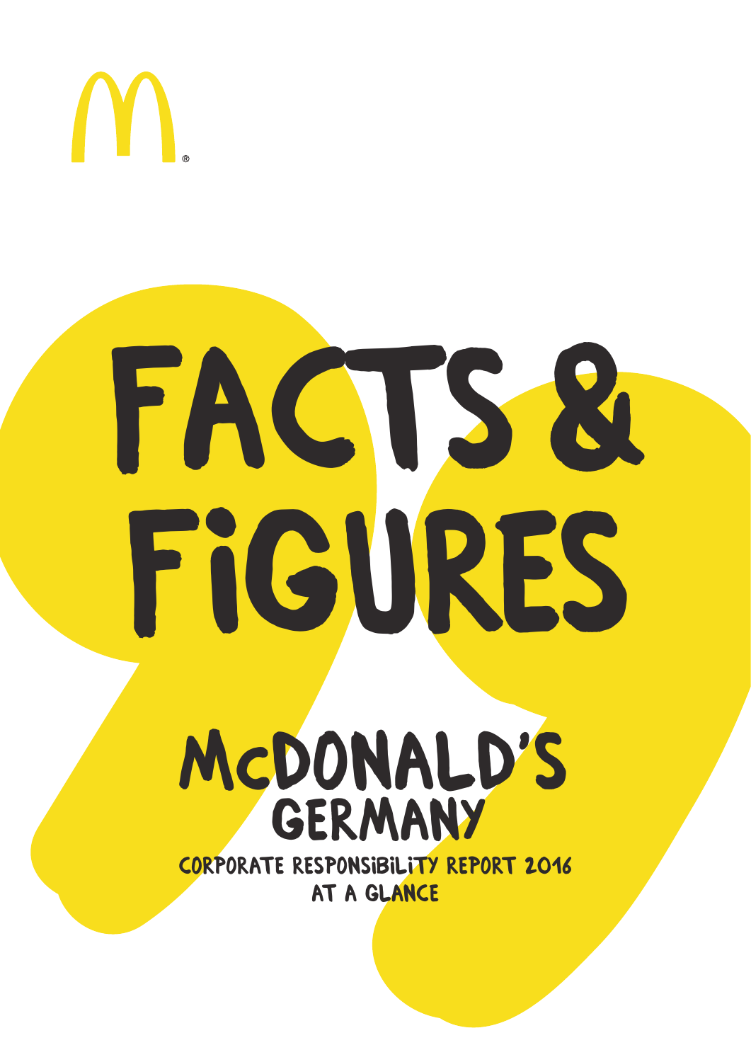# FACTS & FIGURES

## McDONALD'S GERMANY

CORPORATE RESPONSIBILITY REPORT 2016

AT A GLANCE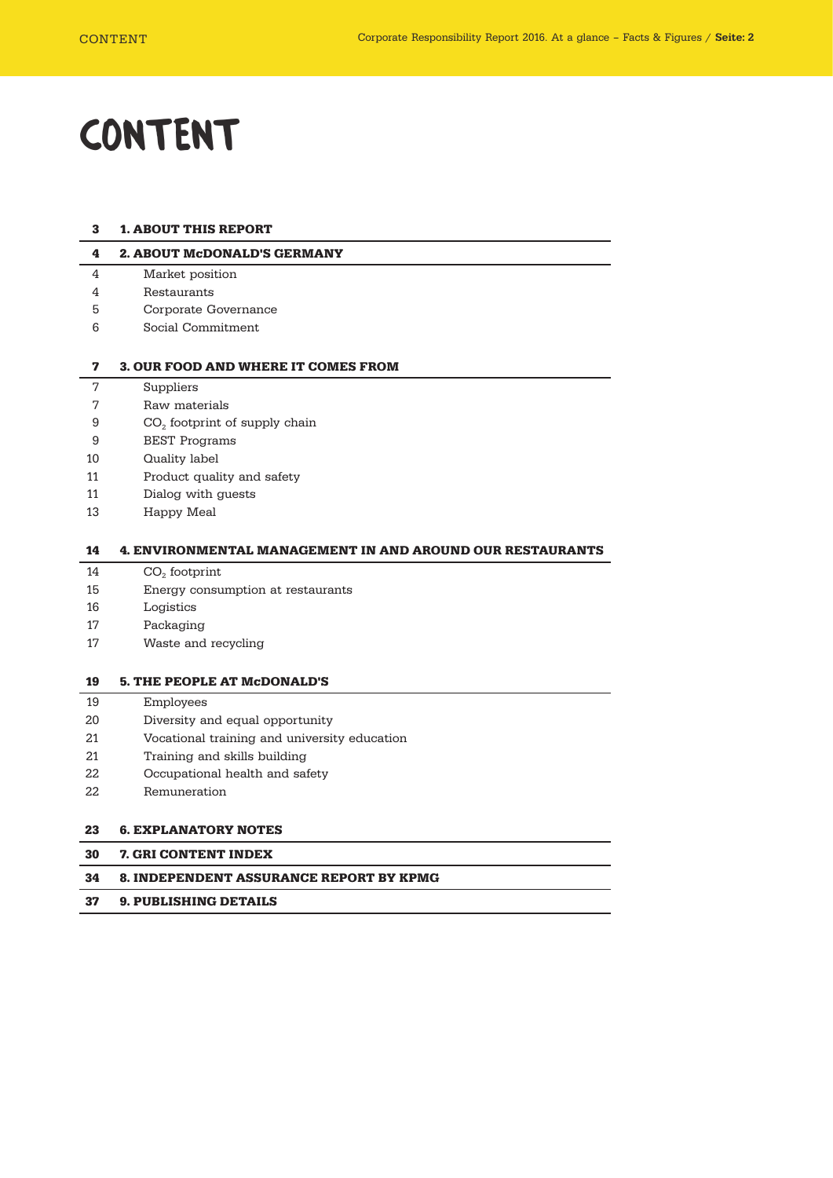# CONTENT

| Page | Section |
|---|---|
| **3** | **1. ABOUT THIS REPORT** |
| **4** | **2. ABOUT McDONALD'S GERMANY** |
| 4 | Market position |
| 4 | Restaurants |
| 5 | Corporate Governance |
| 6 | Social Commitment |
| **7** | **3. OUR FOOD AND WHERE IT COMES FROM** |
| 7 | Suppliers |
| 7 | Raw materials |
| 9 | $CO_2$ footprint of supply chain |
| 9 | BEST Programs |
| 10 | Quality label |
| 11 | Product quality and safety |
| 11 | Dialog with guests |
| 13 | Happy Meal |
| **14** | **4. ENVIRONMENTAL MANAGEMENT IN AND AROUND OUR RESTAURANTS** |
| 14 | $CO_2$ footprint |
| 15 | Energy consumption at restaurants |
| 16 | Logistics |
| 17 | Packaging |
| 17 | Waste and recycling |
| **19** | **5. THE PEOPLE AT McDONALD'S** |
| 19 | Employees |
| 20 | Diversity and equal opportunity |
| 21 | Vocational training and university education |
| 21 | Training and skills building |
| 22 | Occupational health and safety |
| 22 | Remuneration |
| **23** | **6. EXPLANATORY NOTES** |
| **30** | **7. GRI CONTENT INDEX** |
| **34** | **8. INDEPENDENT ASSURANCE REPORT BY KPMG** |
| **37** | **9. PUBLISHING DETAILS** |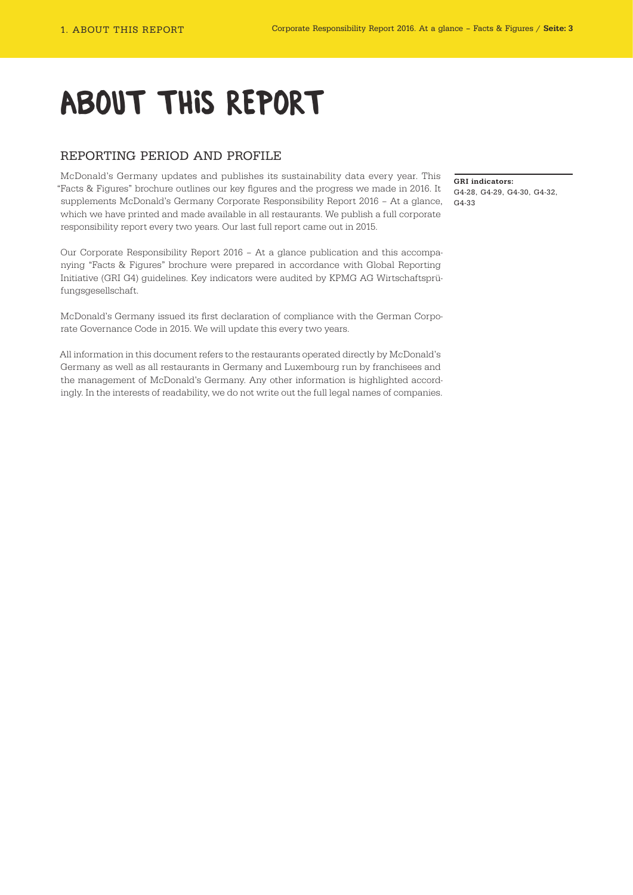# ABOUT THIS REPORT

## REPORTING PERIOD AND PROFILE

McDonald's Germany updates and publishes its sustainability data every year. This "Facts & Figures" brochure outlines our key figures and the progress we made in 2016. It supplements McDonald's Germany Corporate Responsibility Report 2016 – At a glance, which we have printed and made available in all restaurants. We publish a full corporate responsibility report every two years. Our last full report came out in 2015.

**GRI indicators:**
G4-28, G4-29, G4-30, G4-32, G4-33

Our Corporate Responsibility Report 2016 – At a glance publication and this accompanying "Facts & Figures" brochure were prepared in accordance with Global Reporting Initiative (GRI G4) guidelines. Key indicators were audited by KPMG AG Wirtschaftsprüfungsgesellschaft.

McDonald's Germany issued its first declaration of compliance with the German Corporate Governance Code in 2015. We will update this every two years.

All information in this document refers to the restaurants operated directly by McDonald's Germany as well as all restaurants in Germany and Luxembourg run by franchisees and the management of McDonald's Germany. Any other information is highlighted accordingly. In the interests of readability, we do not write out the full legal names of companies.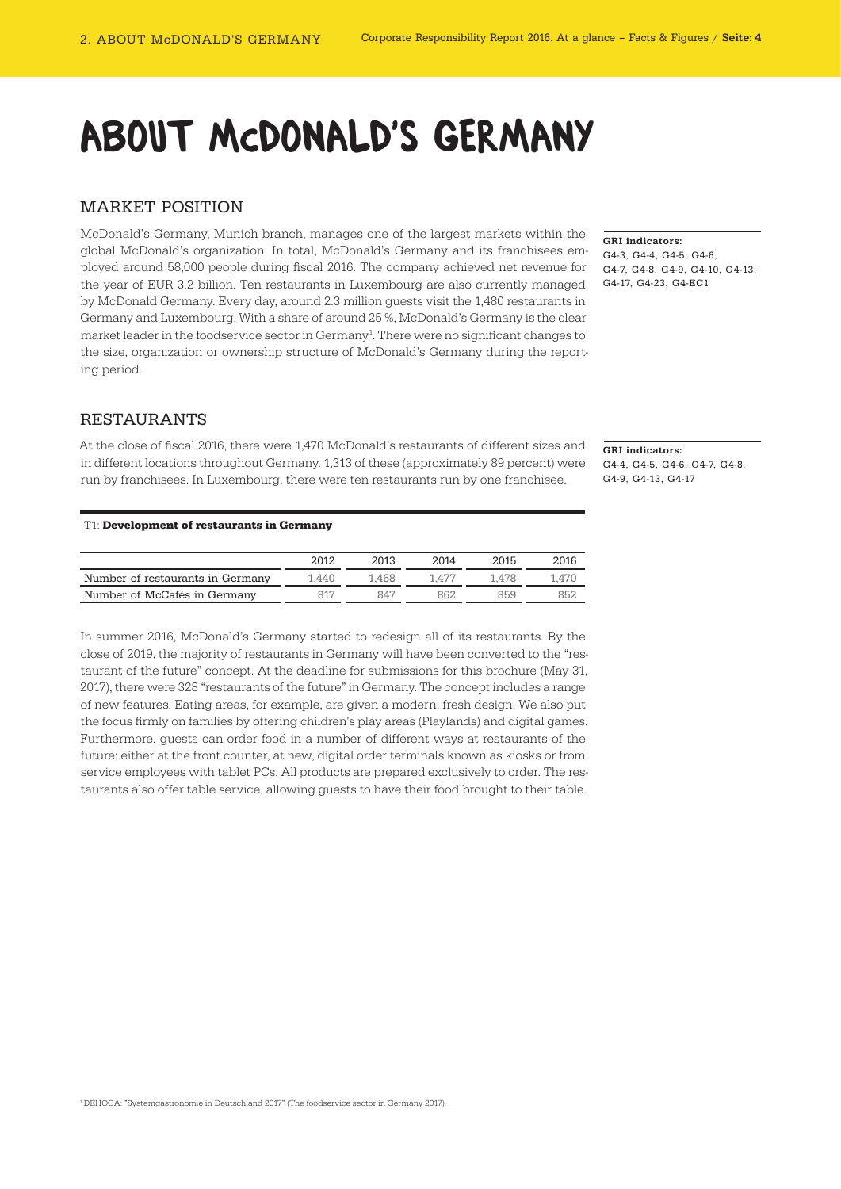# ABOUT McDONALD'S GERMANY

## MARKET POSITION

McDonald's Germany, Munich branch, manages one of the largest markets within the global McDonald's organization. In total, McDonald's Germany and its franchisees employed around 58,000 people during fiscal 2016. The company achieved net revenue for the year of EUR 3.2 billion. Ten restaurants in Luxembourg are also currently managed by McDonald Germany. Every day, around 2.3 million guests visit the 1,480 restaurants in Germany and Luxembourg. With a share of around 25 %, McDonald's Germany is the clear market leader in the foodservice sector in Germany[1]. There were no significant changes to the size, organization or ownership structure of McDonald's Germany during the reporting period.

**GRI indicators:**
G4-3, G4-4, G4-5, G4-6, G4-7, G4-8, G4-9, G4-10, G4-13, G4-17, G4-23, G4-EC1

## RESTAURANTS

At the close of fiscal 2016, there were 1,470 McDonald's restaurants of different sizes and in different locations throughout Germany. 1,313 of these (approximately 89 percent) were run by franchisees. In Luxembourg, there were ten restaurants run by one franchisee.

**GRI indicators:**
G4-4, G4-5, G4-6, G4-7, G4-8, G4-9, G4-13, G4-17

T1: **Development of restaurants in Germany**

| | 2012 | 2013 | 2014 | 2015 | 2016 |
|---|---|---|---|---|---|
| Number of restaurants in Germany | 1,440 | 1,468 | 1,477 | 1,478 | 1,470 |
| Number of McCafés in Germany | 817 | 847 | 862 | 859 | 852 |

In summer 2016, McDonald's Germany started to redesign all of its restaurants. By the close of 2019, the majority of restaurants in Germany will have been converted to the "restaurant of the future" concept. At the deadline for submissions for this brochure (May 31, 2017), there were 328 "restaurants of the future" in Germany. The concept includes a range of new features. Eating areas, for example, are given a modern, fresh design. We also put the focus firmly on families by offering children's play areas (Playlands) and digital games. Furthermore, guests can order food in a number of different ways at restaurants of the future: either at the front counter, at new, digital order terminals known as kiosks or from service employees with tablet PCs. All products are prepared exclusively to order. The restaurants also offer table service, allowing guests to have their food brought to their table.

[1] DEHOGA: "Systemgastronomie in Deutschland 2017" (The foodservice sector in Germany 2017).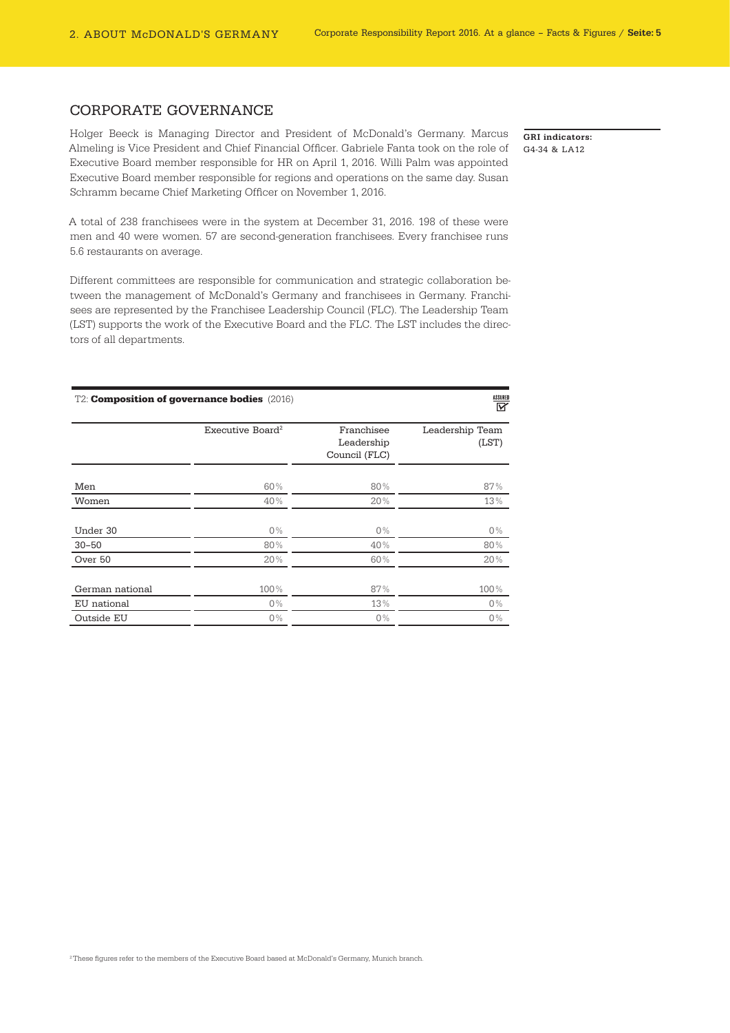## CORPORATE GOVERNANCE

Holger Beeck is Managing Director and President of McDonald's Germany. Marcus Almeling is Vice President and Chief Financial Officer. Gabriele Fanta took on the role of Executive Board member responsible for HR on April 1, 2016. Willi Palm was appointed Executive Board member responsible for regions and operations on the same day. Susan Schramm became Chief Marketing Officer on November 1, 2016.

**GRI indicators:**
G4-34 & LA12

A total of 238 franchisees were in the system at December 31, 2016. 198 of these were men and 40 were women. 57 are second-generation franchisees. Every franchisee runs 5.6 restaurants on average.

Different committees are responsible for communication and strategic collaboration between the management of McDonald's Germany and franchisees in Germany. Franchisees are represented by the Franchisee Leadership Council (FLC). The Leadership Team (LST) supports the work of the Executive Board and the FLC. The LST includes the directors of all departments.

T2: **Composition of governance bodies** (2016) ASSURED

| | Executive Board[2] | Franchisee Leadership Council (FLC) | Leadership Team (LST) |
|---|---|---|---|
| Men | 60% | 80% | 87% |
| Women | 40% | 20% | 13% |
| Under 30 | 0% | 0% | 0% |
| 30–50 | 80% | 40% | 80% |
| Over 50 | 20% | 60% | 20% |
| German national | 100% | 87% | 100% |
| EU national | 0% | 13% | 0% |
| Outside EU | 0% | 0% | 0% |

[2] These figures refer to the members of the Executive Board based at McDonald's Germany, Munich branch.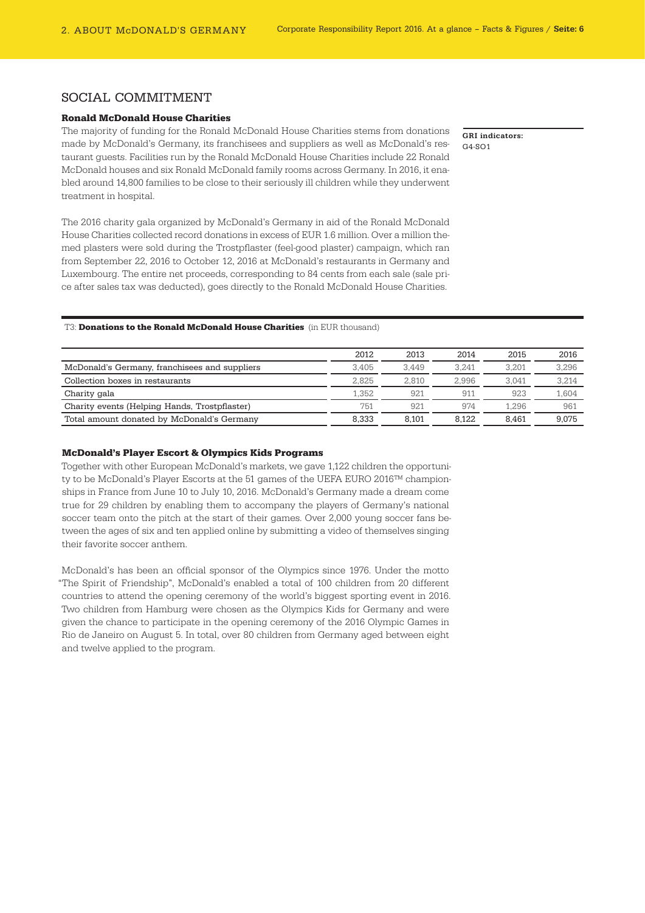## SOCIAL COMMITMENT

### Ronald McDonald House Charities

The majority of funding for the Ronald McDonald House Charities stems from donations made by McDonald's Germany, its franchisees and suppliers as well as McDonald's restaurant guests. Facilities run by the Ronald McDonald House Charities include 22 Ronald McDonald houses and six Ronald McDonald family rooms across Germany. In 2016, it enabled around 14,800 families to be close to their seriously ill children while they underwent treatment in hospital.

**GRI indicators:**
G4-SO1

The 2016 charity gala organized by McDonald's Germany in aid of the Ronald McDonald House Charities collected record donations in excess of EUR 1.6 million. Over a million themed plasters were sold during the Trostpflaster (feel-good plaster) campaign, which ran from September 22, 2016 to October 12, 2016 at McDonald's restaurants in Germany and Luxembourg. The entire net proceeds, corresponding to 84 cents from each sale (sale price after sales tax was deducted), goes directly to the Ronald McDonald House Charities.

T3: **Donations to the Ronald McDonald House Charities** (in EUR thousand)

| | 2012 | 2013 | 2014 | 2015 | 2016 |
|---|---|---|---|---|---|
| McDonald's Germany, franchisees and suppliers | 3,405 | 3,449 | 3,241 | 3,201 | 3,296 |
| Collection boxes in restaurants | 2,825 | 2,810 | 2,996 | 3,041 | 3,214 |
| Charity gala | 1,352 | 921 | 911 | 923 | 1,604 |
| Charity events (Helping Hands, Trostpflaster) | 751 | 921 | 974 | 1,296 | 961 |
| Total amount donated by McDonald's Germany | 8,333 | 8,101 | 8,122 | 8,461 | 9,075 |

### McDonald's Player Escort & Olympics Kids Programs

Together with other European McDonald's markets, we gave 1,122 children the opportunity to be McDonald's Player Escorts at the 51 games of the UEFA EURO 2016™ championships in France from June 10 to July 10, 2016. McDonald's Germany made a dream come true for 29 children by enabling them to accompany the players of Germany's national soccer team onto the pitch at the start of their games. Over 2,000 young soccer fans between the ages of six and ten applied online by submitting a video of themselves singing their favorite soccer anthem.

McDonald's has been an official sponsor of the Olympics since 1976. Under the motto "The Spirit of Friendship", McDonald's enabled a total of 100 children from 20 different countries to attend the opening ceremony of the world's biggest sporting event in 2016. Two children from Hamburg were chosen as the Olympics Kids for Germany and were given the chance to participate in the opening ceremony of the 2016 Olympic Games in Rio de Janeiro on August 5. In total, over 80 children from Germany aged between eight and twelve applied to the program.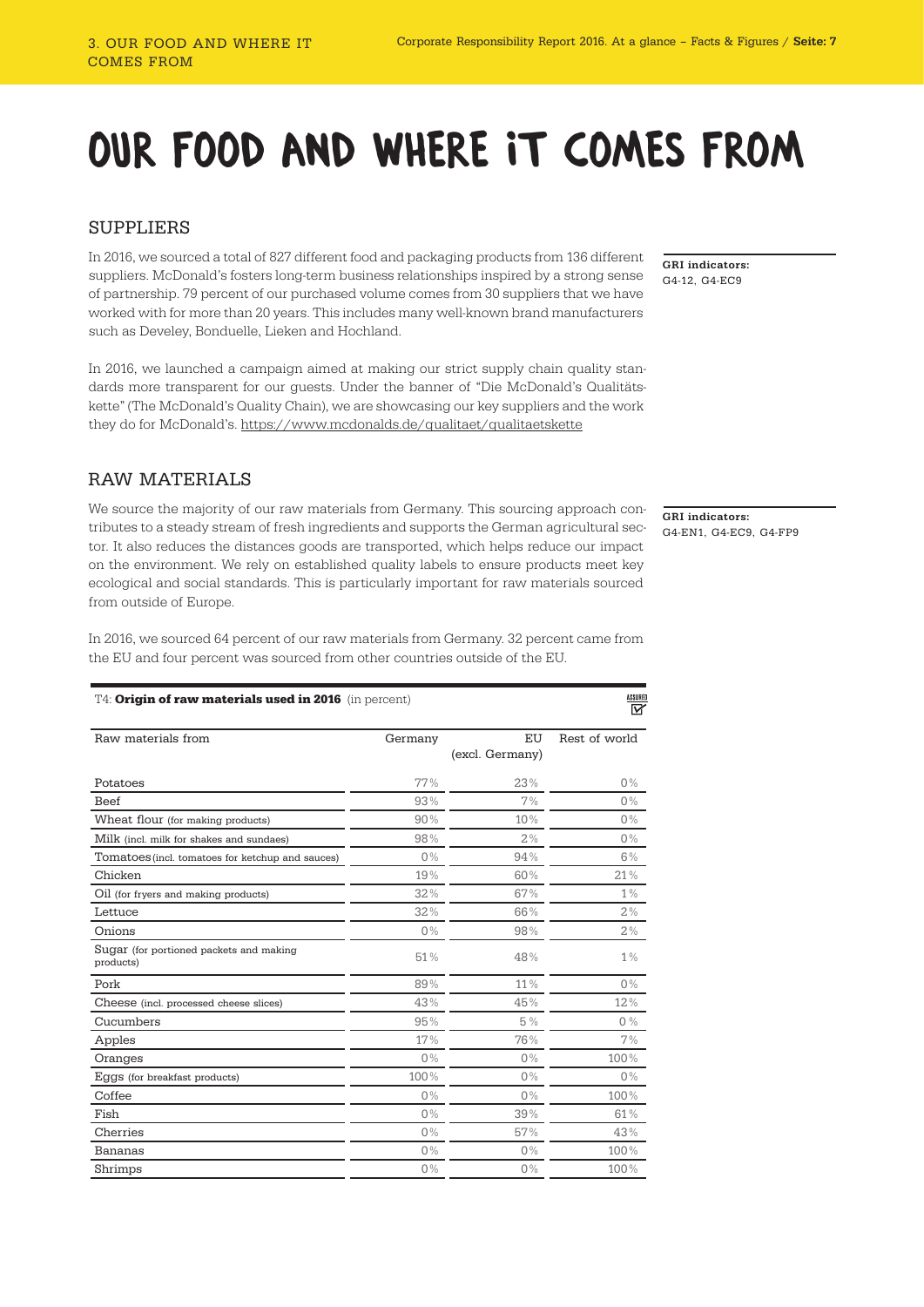# OUR FOOD AND WHERE IT COMES FROM

## SUPPLIERS

In 2016, we sourced a total of 827 different food and packaging products from 136 different suppliers. McDonald's fosters long-term business relationships inspired by a strong sense of partnership. 79 percent of our purchased volume comes from 30 suppliers that we have worked with for more than 20 years. This includes many well-known brand manufacturers such as Develey, Bonduelle, Lieken and Hochland.

**GRI indicators:**
G4-12, G4-EC9

In 2016, we launched a campaign aimed at making our strict supply chain quality standards more transparent for our guests. Under the banner of "Die McDonald's Qualitätskette" (The McDonald's Quality Chain), we are showcasing our key suppliers and the work they do for McDonald's. https://www.mcdonalds.de/qualitaet/qualitaetskette

## RAW MATERIALS

We source the majority of our raw materials from Germany. This sourcing approach contributes to a steady stream of fresh ingredients and supports the German agricultural sector. It also reduces the distances goods are transported, which helps reduce our impact on the environment. We rely on established quality labels to ensure products meet key ecological and social standards. This is particularly important for raw materials sourced from outside of Europe.

**GRI indicators:**
G4-EN1, G4-EC9, G4-FP9

In 2016, we sourced 64 percent of our raw materials from Germany. 32 percent came from the EU and four percent was sourced from other countries outside of the EU.

T4: **Origin of raw materials used in 2016** (in percent) ASSURED

| Raw materials from | Germany | EU (excl. Germany) | Rest of world |
|---|---|---|---|
| Potatoes | 77% | 23% | 0% |
| Beef | 93% | 7% | 0% |
| Wheat flour (for making products) | 90% | 10% | 0% |
| Milk (incl. milk for shakes and sundaes) | 98% | 2% | 0% |
| Tomatoes (incl. tomatoes for ketchup and sauces) | 0% | 94% | 6% |
| Chicken | 19% | 60% | 21% |
| Oil (for fryers and making products) | 32% | 67% | 1% |
| Lettuce | 32% | 66% | 2% |
| Onions | 0% | 98% | 2% |
| Sugar (for portioned packets and making products) | 51% | 48% | 1% |
| Pork | 89% | 11% | 0% |
| Cheese (incl. processed cheese slices) | 43% | 45% | 12% |
| Cucumbers | 95% | 5 % | 0 % |
| Apples | 17% | 76% | 7% |
| Oranges | 0% | 0% | 100% |
| Eggs (for breakfast products) | 100% | 0% | 0% |
| Coffee | 0% | 0% | 100% |
| Fish | 0% | 39% | 61% |
| Cherries | 0% | 57% | 43% |
| Bananas | 0% | 0% | 100% |
| Shrimps | 0% | 0% | 100% |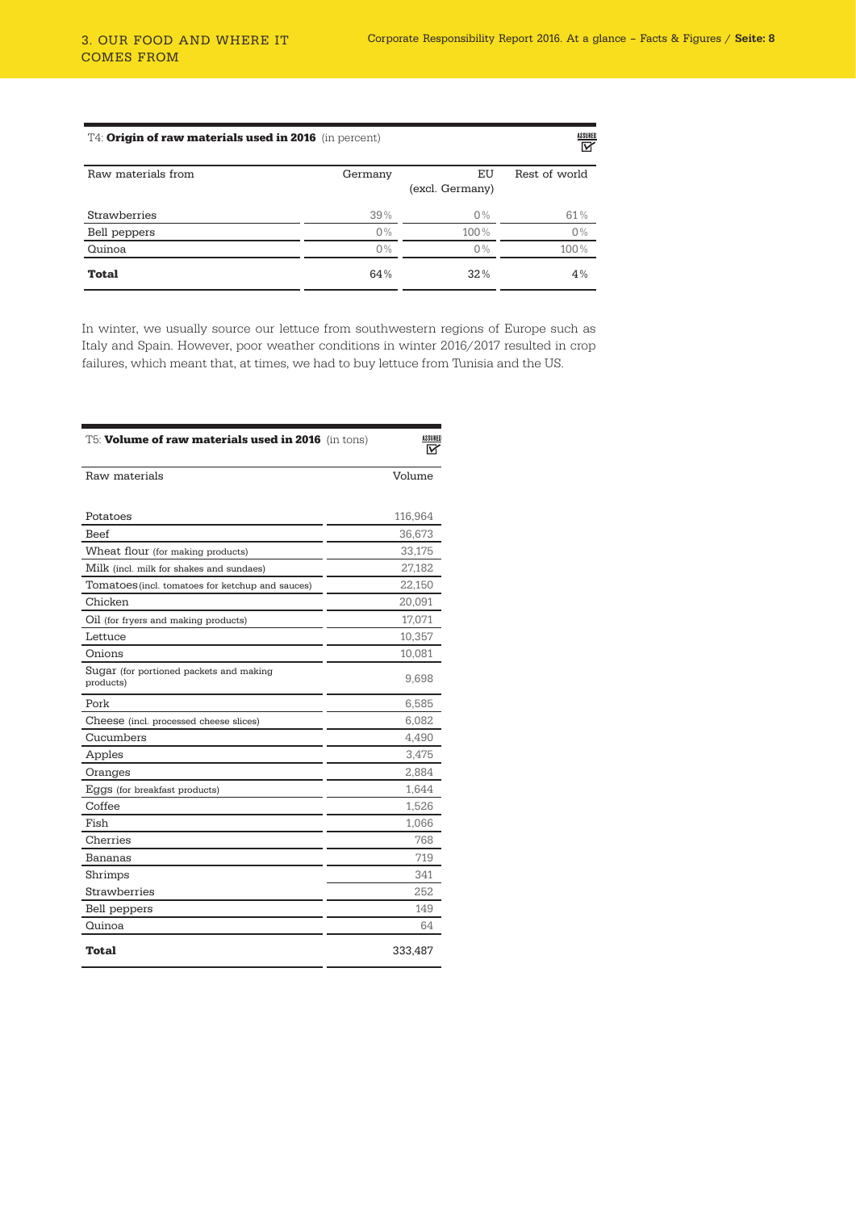T4: **Origin of raw materials used in 2016** (in percent)

ASSURED

| Raw materials from | Germany | EU (excl. Germany) | Rest of world |
|---|---|---|---|
| Strawberries | 39% | 0% | 61% |
| Bell peppers | 0% | 100% | 0% |
| Quinoa | 0% | 0% | 100% |
| **Total** | 64% | 32% | 4% |

In winter, we usually source our lettuce from southwestern regions of Europe such as Italy and Spain. However, poor weather conditions in winter 2016/2017 resulted in crop failures, which meant that, at times, we had to buy lettuce from Tunisia and the US.

T5: **Volume of raw materials used in 2016** (in tons)

ASSURED

| Raw materials | Volume |
|---|---|
| Potatoes | 116,964 |
| Beef | 36,673 |
| Wheat flour (for making products) | 33,175 |
| Milk (incl. milk for shakes and sundaes) | 27,182 |
| Tomatoes (incl. tomatoes for ketchup and sauces) | 22,150 |
| Chicken | 20,091 |
| Oil (for fryers and making products) | 17,071 |
| Lettuce | 10,357 |
| Onions | 10,081 |
| Sugar (for portioned packets and making products) | 9,698 |
| Pork | 6,585 |
| Cheese (incl. processed cheese slices) | 6,082 |
| Cucumbers | 4,490 |
| Apples | 3,475 |
| Oranges | 2,884 |
| Eggs (for breakfast products) | 1,644 |
| Coffee | 1,526 |
| Fish | 1,066 |
| Cherries | 768 |
| Bananas | 719 |
| Shrimps | 341 |
| Strawberries | 252 |
| Bell peppers | 149 |
| Quinoa | 64 |
| **Total** | 333,487 |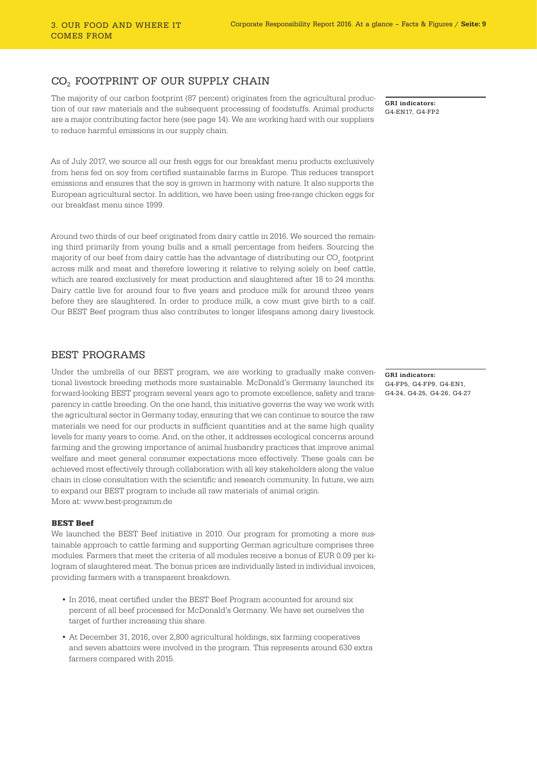## $CO_2$ FOOTPRINT OF OUR SUPPLY CHAIN

The majority of our carbon footprint (87 percent) originates from the agricultural production of our raw materials and the subsequent processing of foodstuffs. Animal products are a major contributing factor here (see page 14). We are working hard with our suppliers to reduce harmful emissions in our supply chain.

**GRI indicators:**
G4-EN17, G4-FP2

As of July 2017, we source all our fresh eggs for our breakfast menu products exclusively from hens fed on soy from certified sustainable farms in Europe. This reduces transport emissions and ensures that the soy is grown in harmony with nature. It also supports the European agricultural sector. In addition, we have been using free-range chicken eggs for our breakfast menu since 1999.

Around two thirds of our beef originated from dairy cattle in 2016. We sourced the remaining third primarily from young bulls and a small percentage from heifers. Sourcing the majority of our beef from dairy cattle has the advantage of distributing our $CO_2$ footprint across milk and meat and therefore lowering it relative to relying solely on beef cattle, which are reared exclusively for meat production and slaughtered after 18 to 24 months. Dairy cattle live for around four to five years and produce milk for around three years before they are slaughtered. In order to produce milk, a cow must give birth to a calf. Our BEST Beef program thus also contributes to longer lifespans among dairy livestock.

## BEST PROGRAMS

**GRI indicators:**
G4-FP5, G4-FP9, G4-EN1, G4-24, G4-25, G4-26, G4-27

Under the umbrella of our BEST program, we are working to gradually make conventional livestock breeding methods more sustainable. McDonald's Germany launched its forward-looking BEST program several years ago to promote excellence, safety and transparency in cattle breeding. On the one hand, this initiative governs the way we work with the agricultural sector in Germany today, ensuring that we can continue to source the raw materials we need for our products in sufficient quantities and at the same high quality levels for many years to come. And, on the other, it addresses ecological concerns around farming and the growing importance of animal husbandry practices that improve animal welfare and meet general consumer expectations more effectively. These goals can be achieved most effectively through collaboration with all key stakeholders along the value chain in close consultation with the scientific and research community. In future, we aim to expand our BEST program to include all raw materials of animal origin.
More at: www.best-programm.de

### BEST Beef

We launched the BEST Beef initiative in 2010. Our program for promoting a more sustainable approach to cattle farming and supporting German agriculture comprises three modules. Farmers that meet the criteria of all modules receive a bonus of EUR 0.09 per kilogram of slaughtered meat. The bonus prices are individually listed in individual invoices, providing farmers with a transparent breakdown.

- In 2016, meat certified under the BEST Beef Program accounted for around six percent of all beef processed for McDonald's Germany. We have set ourselves the target of further increasing this share.
- At December 31, 2016, over 2,800 agricultural holdings, six farming cooperatives and seven abattoirs were involved in the program. This represents around 630 extra farmers compared with 2015.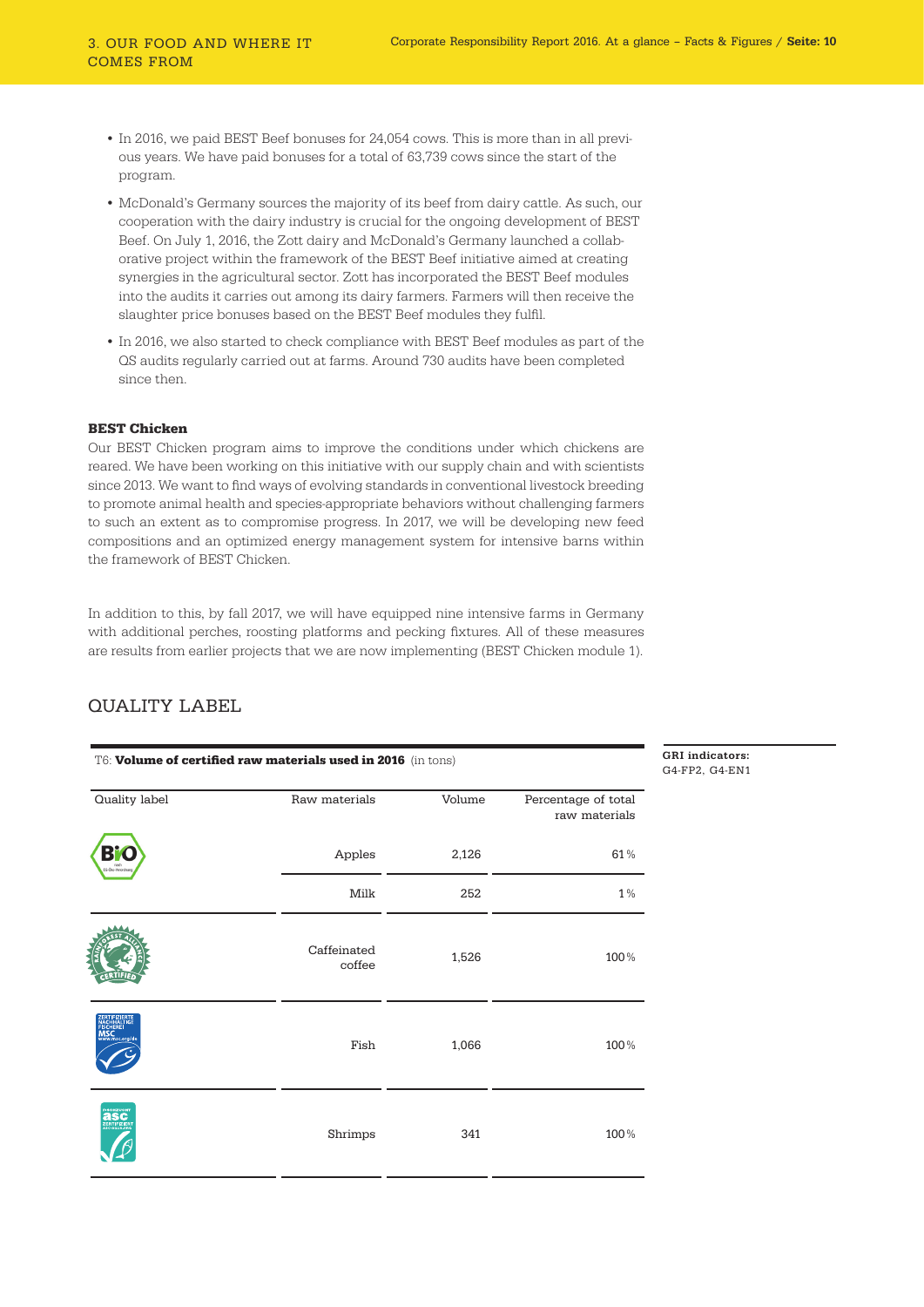- In 2016, we paid BEST Beef bonuses for 24,054 cows. This is more than in all previous years. We have paid bonuses for a total of 63,739 cows since the start of the program.
- McDonald's Germany sources the majority of its beef from dairy cattle. As such, our cooperation with the dairy industry is crucial for the ongoing development of BEST Beef. On July 1, 2016, the Zott dairy and McDonald's Germany launched a collaborative project within the framework of the BEST Beef initiative aimed at creating synergies in the agricultural sector. Zott has incorporated the BEST Beef modules into the audits it carries out among its dairy farmers. Farmers will then receive the slaughter price bonuses based on the BEST Beef modules they fulfil.
- In 2016, we also started to check compliance with BEST Beef modules as part of the QS audits regularly carried out at farms. Around 730 audits have been completed since then.

**BEST Chicken**

Our BEST Chicken program aims to improve the conditions under which chickens are reared. We have been working on this initiative with our supply chain and with scientists since 2013. We want to find ways of evolving standards in conventional livestock breeding to promote animal health and species-appropriate behaviors without challenging farmers to such an extent as to compromise progress. In 2017, we will be developing new feed compositions and an optimized energy management system for intensive barns within the framework of BEST Chicken.

In addition to this, by fall 2017, we will have equipped nine intensive farms in Germany with additional perches, roosting platforms and pecking fixtures. All of these measures are results from earlier projects that we are now implementing (BEST Chicken module 1).

## QUALITY LABEL

T6: **Volume of certified raw materials used in 2016** (in tons)

| Quality label | Raw materials | Volume | Percentage of total raw materials |
|---|---|---|---|
| Bio | Apples | 2,126 | 61 % |
| | Milk | 252 | 1 % |
| Rainforest Alliance Certified | Caffeinated coffee | 1,526 | 100 % |
| MSC | Fish | 1,066 | 100 % |
| ASC | Shrimps | 341 | 100 % |

**GRI indicators:** G4-FP2, G4-EN1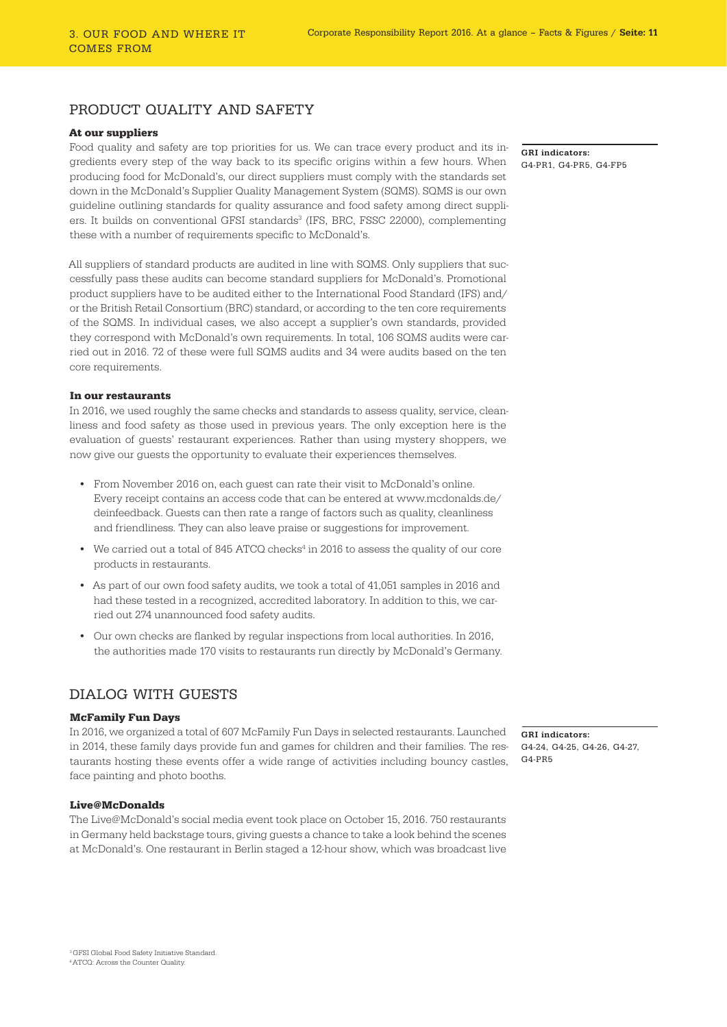## PRODUCT QUALITY AND SAFETY

### At our suppliers

Food quality and safety are top priorities for us. We can trace every product and its ingredients every step of the way back to its specific origins within a few hours. When producing food for McDonald's, our direct suppliers must comply with the standards set down in the McDonald's Supplier Quality Management System (SQMS). SQMS is our own guideline outlining standards for quality assurance and food safety among direct suppliers. It builds on conventional GFSI standards[3] (IFS, BRC, FSSC 22000), complementing these with a number of requirements specific to McDonald's.

**GRI indicators:**
G4-PR1, G4-PR5, G4-FP5

All suppliers of standard products are audited in line with SQMS. Only suppliers that successfully pass these audits can become standard suppliers for McDonald's. Promotional product suppliers have to be audited either to the International Food Standard (IFS) and/or the British Retail Consortium (BRC) standard, or according to the ten core requirements of the SQMS. In individual cases, we also accept a supplier's own standards, provided they correspond with McDonald's own requirements. In total, 106 SQMS audits were carried out in 2016. 72 of these were full SQMS audits and 34 were audits based on the ten core requirements.

### In our restaurants

In 2016, we used roughly the same checks and standards to assess quality, service, cleanliness and food safety as those used in previous years. The only exception here is the evaluation of guests' restaurant experiences. Rather than using mystery shoppers, we now give our guests the opportunity to evaluate their experiences themselves.

- From November 2016 on, each guest can rate their visit to McDonald's online. Every receipt contains an access code that can be entered at www.mcdonalds.de/deinfeedback. Guests can then rate a range of factors such as quality, cleanliness and friendliness. They can also leave praise or suggestions for improvement.
- We carried out a total of 845 ATCQ checks[4] in 2016 to assess the quality of our core products in restaurants.
- As part of our own food safety audits, we took a total of 41,051 samples in 2016 and had these tested in a recognized, accredited laboratory. In addition to this, we carried out 274 unannounced food safety audits.
- Our own checks are flanked by regular inspections from local authorities. In 2016, the authorities made 170 visits to restaurants run directly by McDonald's Germany.

## DIALOG WITH GUESTS

### McFamily Fun Days

In 2016, we organized a total of 607 McFamily Fun Days in selected restaurants. Launched in 2014, these family days provide fun and games for children and their families. The restaurants hosting these events offer a wide range of activities including bouncy castles, face painting and photo booths.

**GRI indicators:**
G4-24, G4-25, G4-26, G4-27, G4-PR5

### Live@McDonalds

The Live@McDonald's social media event took place on October 15, 2016. 750 restaurants in Germany held backstage tours, giving guests a chance to take a look behind the scenes at McDonald's. One restaurant in Berlin staged a 12-hour show, which was broadcast live

[3] GFSI Global Food Safety Initiative Standard.
[4] ATCQ: Across the Counter Quality.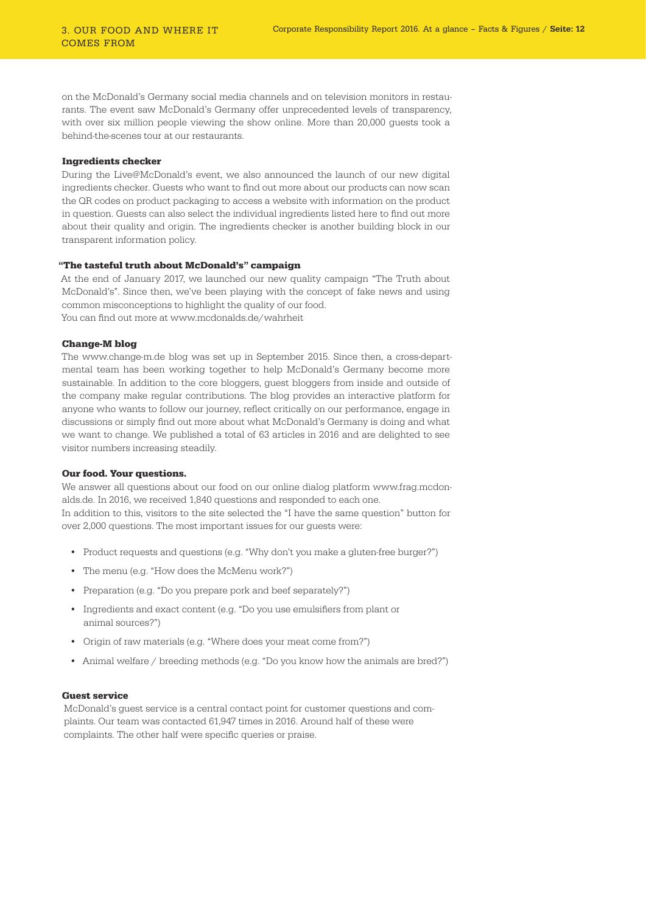on the McDonald's Germany social media channels and on television monitors in restaurants. The event saw McDonald's Germany offer unprecedented levels of transparency, with over six million people viewing the show online. More than 20,000 guests took a behind-the-scenes tour at our restaurants.

### Ingredients checker

During the Live@McDonald's event, we also announced the launch of our new digital ingredients checker. Guests who want to find out more about our products can now scan the QR codes on product packaging to access a website with information on the product in question. Guests can also select the individual ingredients listed here to find out more about their quality and origin. The ingredients checker is another building block in our transparent information policy.

### "The tasteful truth about McDonald's" campaign

At the end of January 2017, we launched our new quality campaign "The Truth about McDonald's". Since then, we've been playing with the concept of fake news and using common misconceptions to highlight the quality of our food.
You can find out more at www.mcdonalds.de/wahrheit

### Change-M blog

The www.change-m.de blog was set up in September 2015. Since then, a cross-departmental team has been working together to help McDonald's Germany become more sustainable. In addition to the core bloggers, guest bloggers from inside and outside of the company make regular contributions. The blog provides an interactive platform for anyone who wants to follow our journey, reflect critically on our performance, engage in discussions or simply find out more about what McDonald's Germany is doing and what we want to change. We published a total of 63 articles in 2016 and are delighted to see visitor numbers increasing steadily.

### Our food. Your questions.

We answer all questions about our food on our online dialog platform www.frag.mcdonalds.de. In 2016, we received 1,840 questions and responded to each one.
In addition to this, visitors to the site selected the "I have the same question" button for over 2,000 questions. The most important issues for our guests were:

- Product requests and questions (e.g. "Why don't you make a gluten-free burger?")
- The menu (e.g. "How does the McMenu work?")
- Preparation (e.g. "Do you prepare pork and beef separately?")
- Ingredients and exact content (e.g. "Do you use emulsifiers from plant or animal sources?")
- Origin of raw materials (e.g. "Where does your meat come from?")
- Animal welfare / breeding methods (e.g. "Do you know how the animals are bred?")

### Guest service

McDonald's guest service is a central contact point for customer questions and complaints. Our team was contacted 61,947 times in 2016. Around half of these were complaints. The other half were specific queries or praise.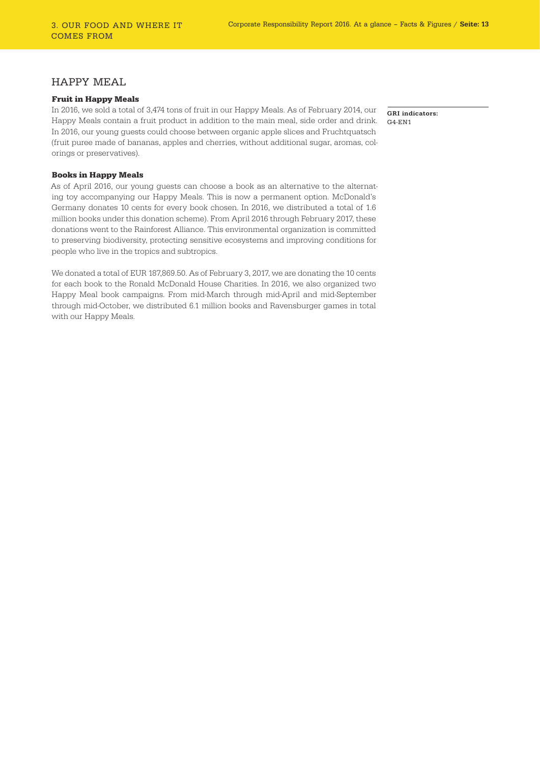## HAPPY MEAL

### Fruit in Happy Meals

In 2016, we sold a total of 3,474 tons of fruit in our Happy Meals. As of February 2014, our Happy Meals contain a fruit product in addition to the main meal, side order and drink. In 2016, our young guests could choose between organic apple slices and Fruchtquatsch (fruit puree made of bananas, apples and cherries, without additional sugar, aromas, colorings or preservatives).

**GRI indicators:**
G4-EN1

### Books in Happy Meals

As of April 2016, our young guests can choose a book as an alternative to the alternating toy accompanying our Happy Meals. This is now a permanent option. McDonald's Germany donates 10 cents for every book chosen. In 2016, we distributed a total of 1.6 million books under this donation scheme). From April 2016 through February 2017, these donations went to the Rainforest Alliance. This environmental organization is committed to preserving biodiversity, protecting sensitive ecosystems and improving conditions for people who live in the tropics and subtropics.

We donated a total of EUR 187,869.50. As of February 3, 2017, we are donating the 10 cents for each book to the Ronald McDonald House Charities. In 2016, we also organized two Happy Meal book campaigns. From mid-March through mid-April and mid-September through mid-October, we distributed 6.1 million books and Ravensburger games in total with our Happy Meals.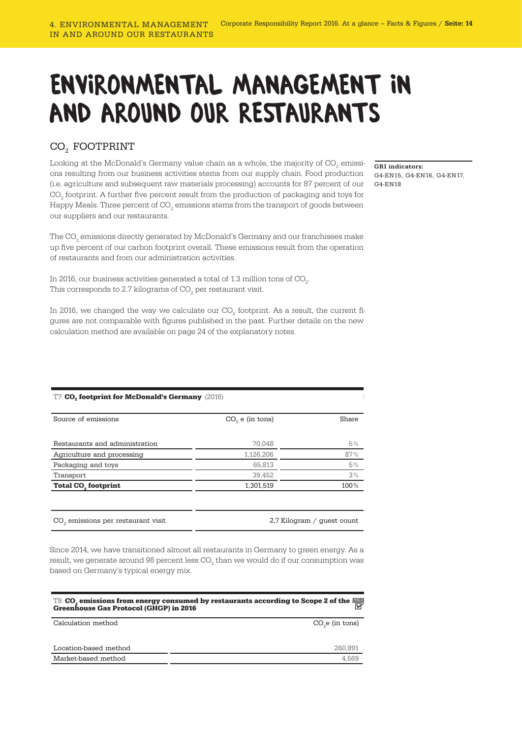# ENVIRONMENTAL MANAGEMENT IN AND AROUND OUR RESTAURANTS

## $CO_2$ FOOTPRINT

**GRI indicators:**
G4-EN15, G4-EN16, G4-EN17, G4-EN18

Looking at the McDonald's Germany value chain as a whole, the majority of $CO_2$ emissions resulting from our business activities stems from our supply chain. Food production (i.e. agriculture and subsequent raw materials processing) accounts for 87 percent of our $CO_2$ footprint. A further five percent result from the production of packaging and toys for Happy Meals. Three percent of $CO_2$ emissions stems from the transport of goods between our suppliers and our restaurants.

The $CO_2$ emissions directly generated by McDonald's Germany and our franchisees make up five percent of our carbon footprint overall. These emissions result from the operation of restaurants and from our administration activities.

In 2016, our business activities generated a total of 1.3 million tons of $CO_2$. This corresponds to 2.7 kilograms of $CO_2$ per restaurant visit.

In 2016, we changed the way we calculate our $CO_2$ footprint. As a result, the current figures are not comparable with figures published in the past. Further details on the new calculation method are available on page 24 of the explanatory notes.

T7: **$CO_2$ footprint for McDonald's Germany** (2016)

| Source of emissions | $CO_2$ e (in tons) | Share |
|---|---|---|
| Restaurants and administration | 70,048 | 5% |
| Agriculture and processing | 1,126,206 | 87% |
| Packaging and toys | 65,813 | 5% |
| Transport | 39,452 | 3% |
| **Total $CO_2$ footprint** | 1,301,519 | 100% |

| | |
|---|---|
| $CO_2$ emissions per restaurant visit | 2,7 Kilogram / guest count |

Since 2014, we have transitioned almost all restaurants in Germany to green energy. As a result, we generate around 98 percent less $CO_2$ than we would do if our consumption was based on Germany's typical energy mix.

T8: **$CO_2$ emissions from energy consumed by restaurants according to Scope 2 of the Greenhouse Gas Protocol (GHGP) in 2016** ASSURED

| Calculation method | $CO_2$e (in tons) |
|---|---|
| Location-based method | 260,891 |
| Market-based method | 4,569 |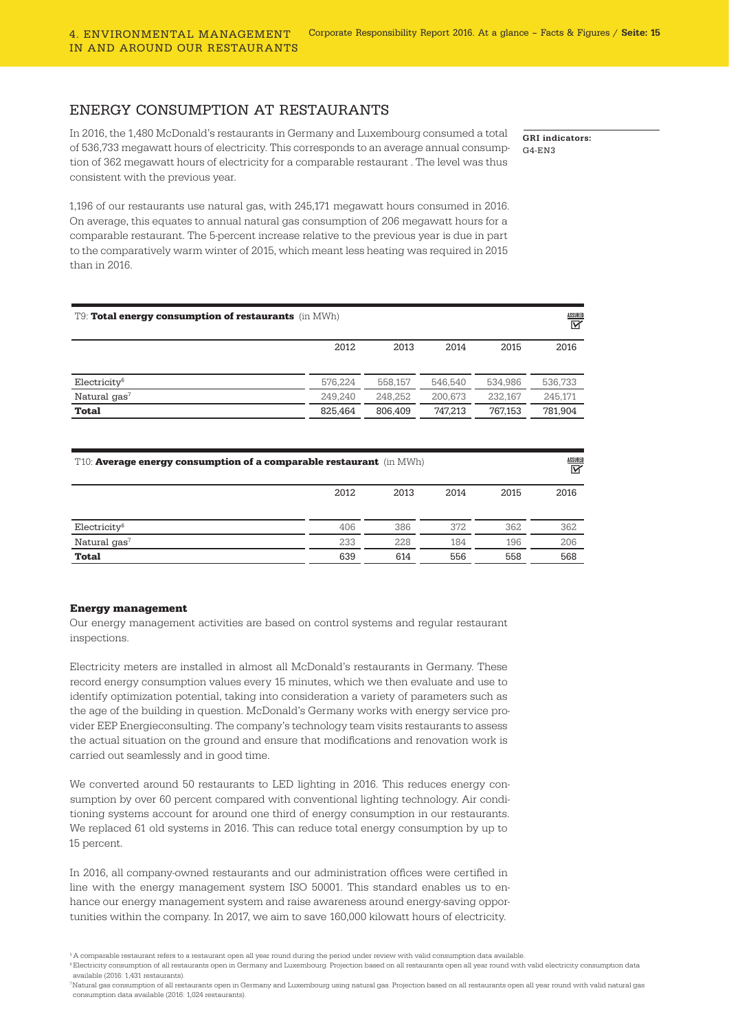## ENERGY CONSUMPTION AT RESTAURANTS

In 2016, the 1,480 McDonald's restaurants in Germany and Luxembourg consumed a total of 536,733 megawatt hours of electricity. This corresponds to an average annual consumption of 362 megawatt hours of electricity for a comparable restaurant . The level was thus consistent with the previous year.

**GRI indicators:**
G4-EN3

1,196 of our restaurants use natural gas, with 245,171 megawatt hours consumed in 2016. On average, this equates to annual natural gas consumption of 206 megawatt hours for a comparable restaurant. The 5-percent increase relative to the previous year is due in part to the comparatively warm winter of 2015, which meant less heating was required in 2015 than in 2016.

T9: **Total energy consumption of restaurants** (in MWh) — ASSURED

| | 2012 | 2013 | 2014 | 2015 | 2016 |
|---|---|---|---|---|---|
| Electricity[6] | 576,224 | 558,157 | 546,540 | 534,986 | 536,733 |
| Natural gas[7] | 249,240 | 248,252 | 200,673 | 232,167 | 245,171 |
| **Total** | 825,464 | 806,409 | 747,213 | 767,153 | 781,904 |

T10: **Average energy consumption of a comparable restaurant** (in MWh) — ASSURED

| | 2012 | 2013 | 2014 | 2015 | 2016 |
|---|---|---|---|---|---|
| Electricity[6] | 406 | 386 | 372 | 362 | 362 |
| Natural gas[7] | 233 | 228 | 184 | 196 | 206 |
| **Total** | 639 | 614 | 556 | 558 | 568 |

### Energy management

Our energy management activities are based on control systems and regular restaurant inspections.

Electricity meters are installed in almost all McDonald's restaurants in Germany. These record energy consumption values every 15 minutes, which we then evaluate and use to identify optimization potential, taking into consideration a variety of parameters such as the age of the building in question. McDonald's Germany works with energy service provider EEP Energieconsulting. The company's technology team visits restaurants to assess the actual situation on the ground and ensure that modifications and renovation work is carried out seamlessly and in good time.

We converted around 50 restaurants to LED lighting in 2016. This reduces energy consumption by over 60 percent compared with conventional lighting technology. Air conditioning systems account for around one third of energy consumption in our restaurants. We replaced 61 old systems in 2016. This can reduce total energy consumption by up to 15 percent.

In 2016, all company-owned restaurants and our administration offices were certified in line with the energy management system ISO 50001. This standard enables us to enhance our energy management system and raise awareness around energy-saving opportunities within the company. In 2017, we aim to save 160,000 kilowatt hours of electricity.

[5] A comparable restaurant refers to a restaurant open all year round during the period under review with valid consumption data available.
[6] Electricity consumption of all restaurants open in Germany and Luxembourg. Projection based on all restaurants open all year round with valid electricity consumption data available (2016: 1,431 restaurants).
[7] Natural gas consumption of all restaurants open in Germany and Luxembourg using natural gas. Projection based on all restaurants open all year round with valid natural gas consumption data available (2016: 1,024 restaurants).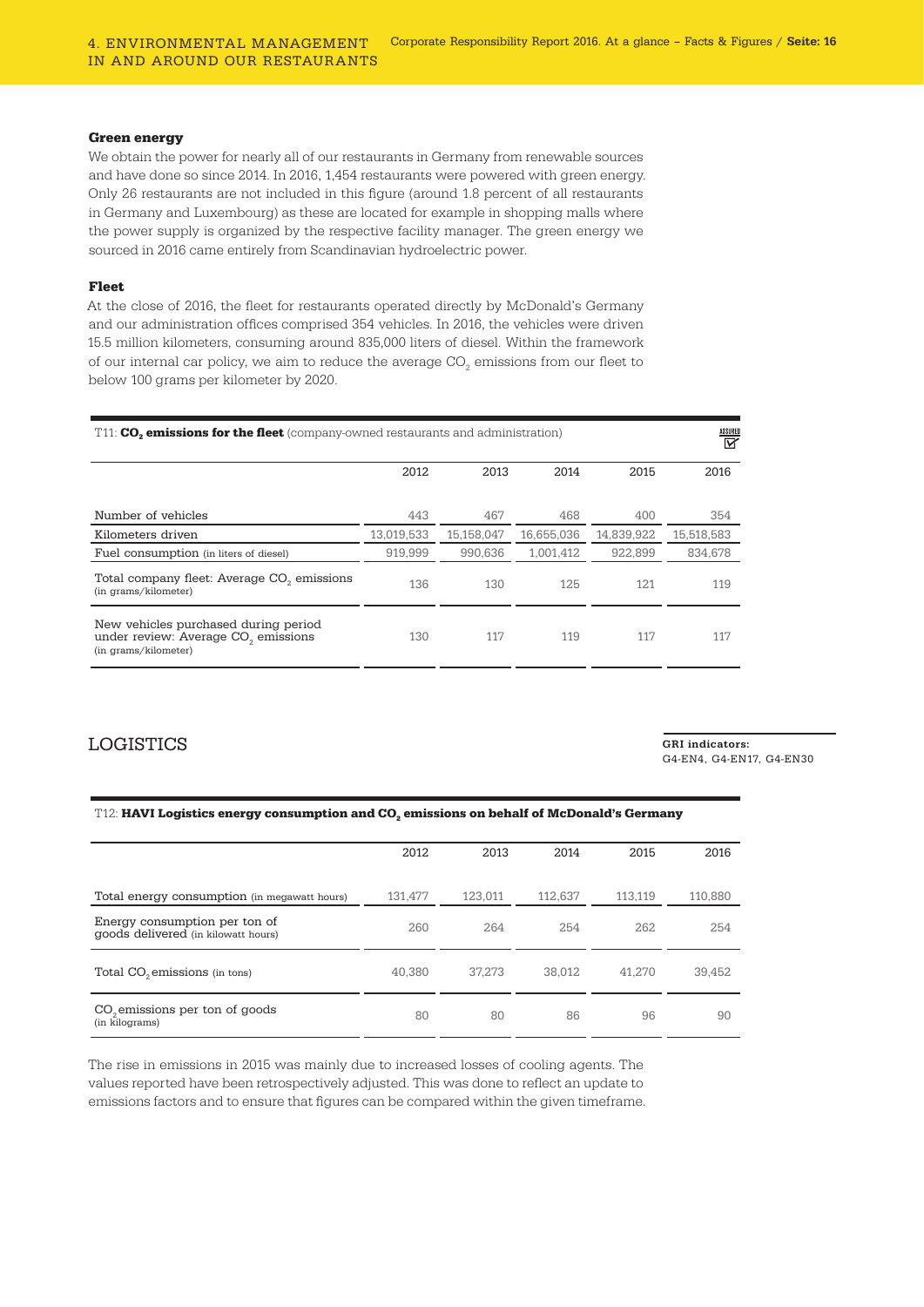### Green energy

We obtain the power for nearly all of our restaurants in Germany from renewable sources and have done so since 2014. In 2016, 1,454 restaurants were powered with green energy. Only 26 restaurants are not included in this figure (around 1.8 percent of all restaurants in Germany and Luxembourg) as these are located for example in shopping malls where the power supply is organized by the respective facility manager. The green energy we sourced in 2016 came entirely from Scandinavian hydroelectric power.

### Fleet

At the close of 2016, the fleet for restaurants operated directly by McDonald's Germany and our administration offices comprised 354 vehicles. In 2016, the vehicles were driven 15.5 million kilometers, consuming around 835,000 liters of diesel. Within the framework of our internal car policy, we aim to reduce the average $CO_2$ emissions from our fleet to below 100 grams per kilometer by 2020.

T11: **$CO_2$ emissions for the fleet** (company-owned restaurants and administration) — ASSURED

| | 2012 | 2013 | 2014 | 2015 | 2016 |
|---|---|---|---|---|---|
| Number of vehicles | 443 | 467 | 468 | 400 | 354 |
| Kilometers driven | 13,019,533 | 15,158,047 | 16,655,036 | 14,839,922 | 15,518,583 |
| Fuel consumption (in liters of diesel) | 919,999 | 990,636 | 1,001,412 | 922,899 | 834,678 |
| Total company fleet: Average $CO_2$ emissions (in grams/kilometer) | 136 | 130 | 125 | 121 | 119 |
| New vehicles purchased during period under review: Average $CO_2$ emissions (in grams/kilometer) | 130 | 117 | 119 | 117 | 117 |

## LOGISTICS

**GRI indicators:**
G4-EN4, G4-EN17, G4-EN30

T12: **HAVI Logistics energy consumption and $CO_2$ emissions on behalf of McDonald's Germany**

| | 2012 | 2013 | 2014 | 2015 | 2016 |
|---|---|---|---|---|---|
| Total energy consumption (in megawatt hours) | 131,477 | 123,011 | 112,637 | 113,119 | 110,880 |
| Energy consumption per ton of goods delivered (in kilowatt hours) | 260 | 264 | 254 | 262 | 254 |
| Total $CO_2$ emissions (in tons) | 40,380 | 37,273 | 38,012 | 41,270 | 39,452 |
| $CO_2$ emissions per ton of goods (in kilograms) | 80 | 80 | 86 | 96 | 90 |

The rise in emissions in 2015 was mainly due to increased losses of cooling agents. The values reported have been retrospectively adjusted. This was done to reflect an update to emissions factors and to ensure that figures can be compared within the given timeframe.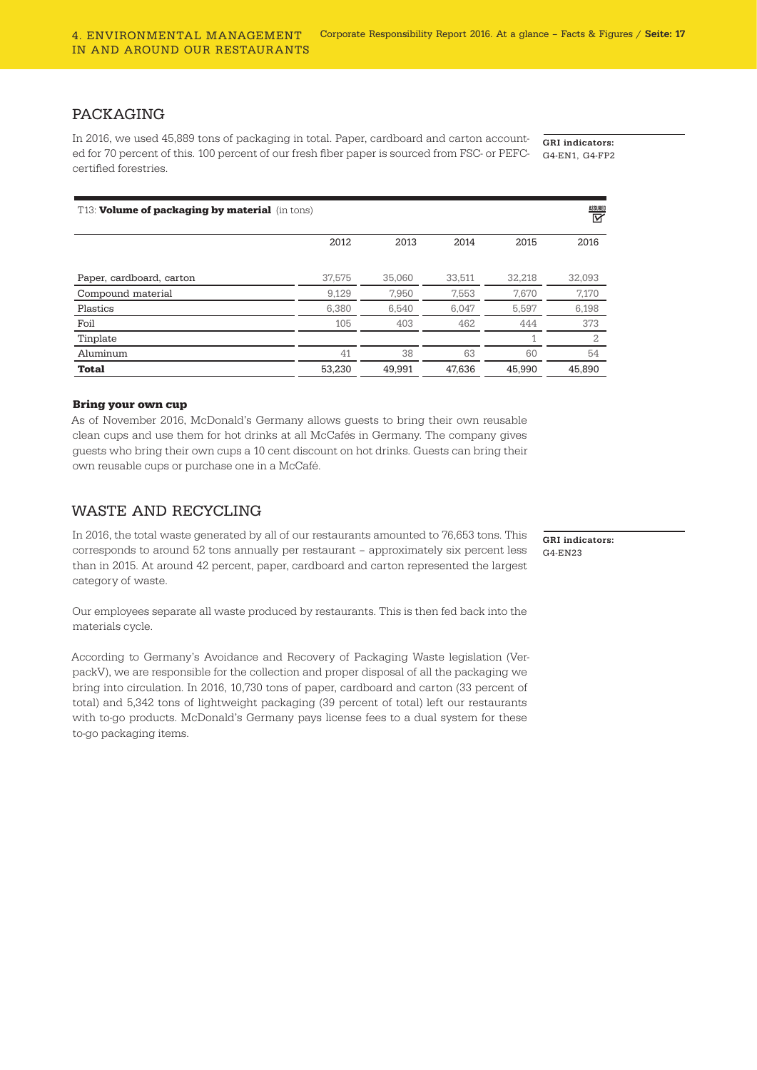## PACKAGING

In 2016, we used 45,889 tons of packaging in total. Paper, cardboard and carton accounted for 70 percent of this. 100 percent of our fresh fiber paper is sourced from FSC- or PEFC-certified forestries.

**GRI indicators:**
G4-EN1, G4-FP2

T13: **Volume of packaging by material** (in tons)

ASSURED

| | 2012 | 2013 | 2014 | 2015 | 2016 |
|---|---|---|---|---|---|
| Paper, cardboard, carton | 37,575 | 35,060 | 33,511 | 32,218 | 32,093 |
| Compound material | 9,129 | 7,950 | 7,553 | 7,670 | 7,170 |
| Plastics | 6,380 | 6,540 | 6,047 | 5,597 | 6,198 |
| Foil | 105 | 403 | 462 | 444 | 373 |
| Tinplate | | | | 1 | 2 |
| Aluminum | 41 | 38 | 63 | 60 | 54 |
| **Total** | 53,230 | 49,991 | 47,636 | 45,990 | 45,890 |

**Bring your own cup**

As of November 2016, McDonald's Germany allows guests to bring their own reusable clean cups and use them for hot drinks at all McCafés in Germany. The company gives guests who bring their own cups a 10 cent discount on hot drinks. Guests can bring their own reusable cups or purchase one in a McCafé.

## WASTE AND RECYCLING

In 2016, the total waste generated by all of our restaurants amounted to 76,653 tons. This corresponds to around 52 tons annually per restaurant – approximately six percent less than in 2015. At around 42 percent, paper, cardboard and carton represented the largest category of waste.

**GRI indicators:**
G4-EN23

Our employees separate all waste produced by restaurants. This is then fed back into the materials cycle.

According to Germany's Avoidance and Recovery of Packaging Waste legislation (VerpackV), we are responsible for the collection and proper disposal of all the packaging we bring into circulation. In 2016, 10,730 tons of paper, cardboard and carton (33 percent of total) and 5,342 tons of lightweight packaging (39 percent of total) left our restaurants with to-go products. McDonald's Germany pays license fees to a dual system for these to-go packaging items.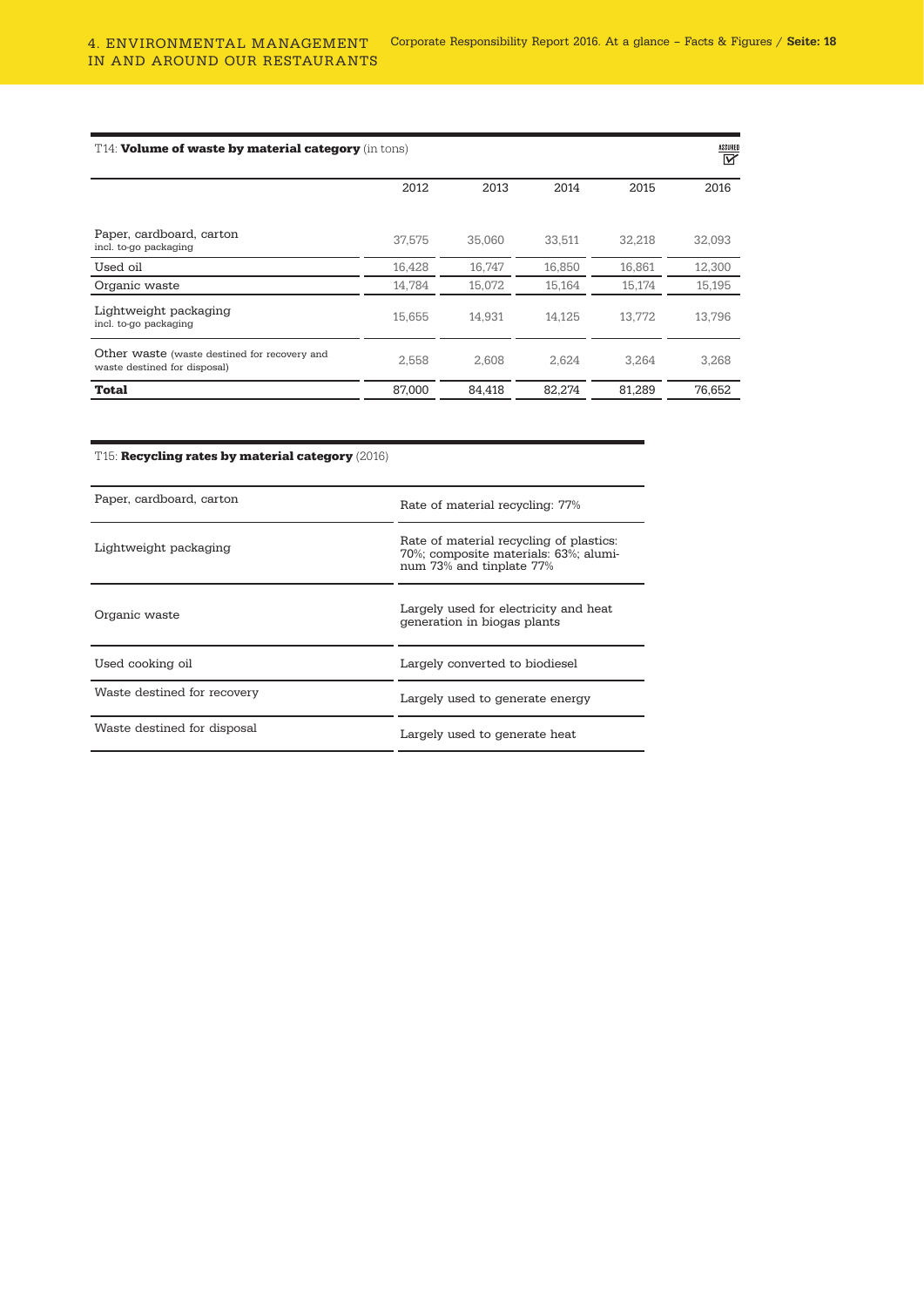T14: **Volume of waste by material category** (in tons)

ASSURED

| | 2012 | 2013 | 2014 | 2015 | 2016 |
|---|---|---|---|---|---|
| Paper, cardboard, carton incl. to-go packaging | 37,575 | 35,060 | 33,511 | 32,218 | 32,093 |
| Used oil | 16,428 | 16,747 | 16,850 | 16,861 | 12,300 |
| Organic waste | 14,784 | 15,072 | 15,164 | 15,174 | 15,195 |
| Lightweight packaging incl. to-go packaging | 15,655 | 14,931 | 14,125 | 13,772 | 13,796 |
| Other waste (waste destined for recovery and waste destined for disposal) | 2,558 | 2,608 | 2,624 | 3,264 | 3,268 |
| **Total** | 87,000 | 84,418 | 82,274 | 81,289 | 76,652 |

T15: **Recycling rates by material category** (2016)

| | |
|---|---|
| Paper, cardboard, carton | Rate of material recycling: 77% |
| Lightweight packaging | Rate of material recycling of plastics: 70%; composite materials: 63%; aluminum 73% and tinplate 77% |
| Organic waste | Largely used for electricity and heat generation in biogas plants |
| Used cooking oil | Largely converted to biodiesel |
| Waste destined for recovery | Largely used to generate energy |
| Waste destined for disposal | Largely used to generate heat |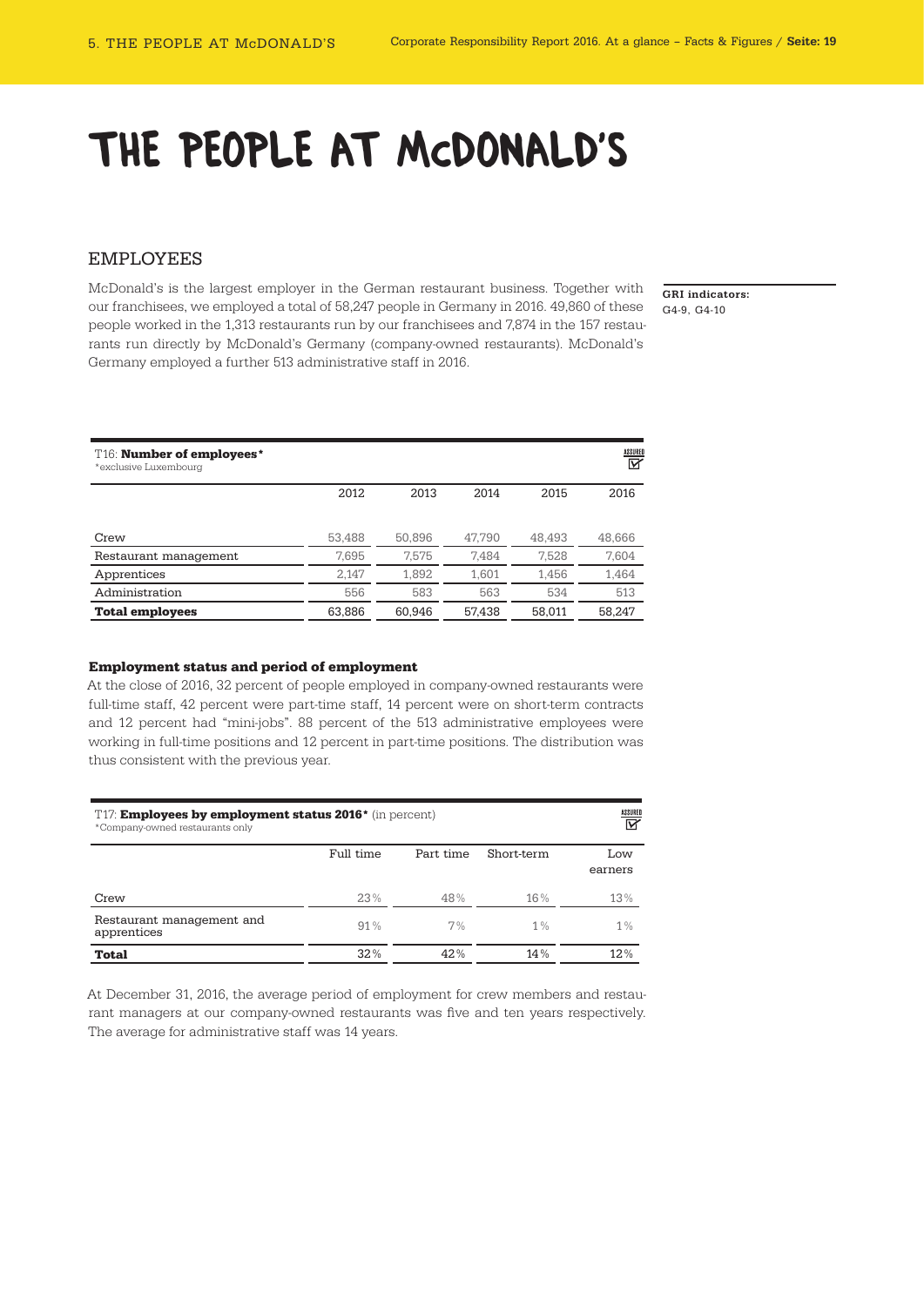# THE PEOPLE AT McDONALD'S

## EMPLOYEES

McDonald's is the largest employer in the German restaurant business. Together with our franchisees, we employed a total of 58,247 people in Germany in 2016. 49,860 of these people worked in the 1,313 restaurants run by our franchisees and 7,874 in the 157 restaurants run directly by McDonald's Germany (company-owned restaurants). McDonald's Germany employed a further 513 administrative staff in 2016.

**GRI indicators:**
G4-9, G4-10

T16: **Number of employees***
*exclusive Luxembourg

ASSURED

| | 2012 | 2013 | 2014 | 2015 | 2016 |
|---|---|---|---|---|---|
| Crew | 53,488 | 50,896 | 47,790 | 48,493 | 48,666 |
| Restaurant management | 7,695 | 7,575 | 7,484 | 7,528 | 7,604 |
| Apprentices | 2,147 | 1,892 | 1,601 | 1,456 | 1,464 |
| Administration | 556 | 583 | 563 | 534 | 513 |
| **Total employees** | 63,886 | 60,946 | 57,438 | 58,011 | 58,247 |

### Employment status and period of employment

At the close of 2016, 32 percent of people employed in company-owned restaurants were full-time staff, 42 percent were part-time staff, 14 percent were on short-term contracts and 12 percent had "mini-jobs". 88 percent of the 513 administrative employees were working in full-time positions and 12 percent in part-time positions. The distribution was thus consistent with the previous year.

T17: **Employees by employment status 2016*** (in percent)
*Company-owned restaurants only

ASSURED

| | Full time | Part time | Short-term | Low earners |
|---|---|---|---|---|
| Crew | 23% | 48% | 16% | 13% |
| Restaurant management and apprentices | 91% | 7% | 1% | 1% |
| **Total** | 32% | 42% | 14% | 12% |

At December 31, 2016, the average period of employment for crew members and restaurant managers at our company-owned restaurants was five and ten years respectively. The average for administrative staff was 14 years.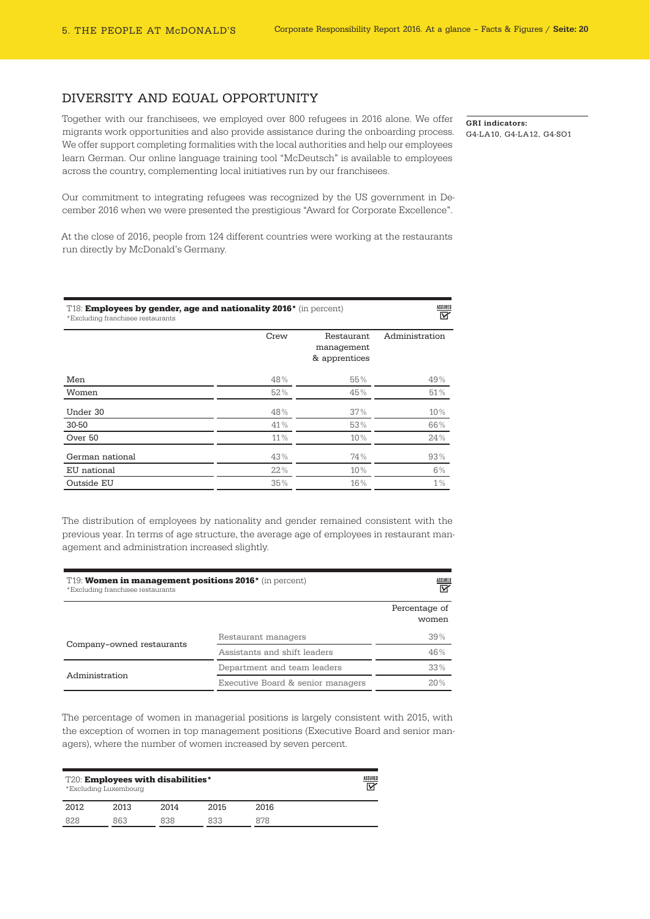## DIVERSITY AND EQUAL OPPORTUNITY

Together with our franchisees, we employed over 800 refugees in 2016 alone. We offer migrants work opportunities and also provide assistance during the onboarding process. We offer support completing formalities with the local authorities and help our employees learn German. Our online language training tool "McDeutsch" is available to employees across the country, complementing local initiatives run by our franchisees.

Our commitment to integrating refugees was recognized by the US government in December 2016 when we were presented the prestigious "Award for Corporate Excellence".

At the close of 2016, people from 124 different countries were working at the restaurants run directly by McDonald's Germany.

**GRI indicators:**
G4-LA10, G4-LA12, G4-SO1

T18: **Employees by gender, age and nationality 2016*** (in percent)
*Excluding franchisee restaurants

ASSURED

| | Crew | Restaurant management & apprentices | Administration |
|---|---|---|---|
| Men | 48% | 55% | 49% |
| Women | 52% | 45% | 51% |
| Under 30 | 48% | 37% | 10% |
| 30-50 | 41% | 53% | 66% |
| Over 50 | 11% | 10% | 24% |
| German national | 43% | 74% | 93% |
| EU national | 22% | 10% | 6% |
| Outside EU | 35% | 16% | 1% |

The distribution of employees by nationality and gender remained consistent with the previous year. In terms of age structure, the average age of employees in restaurant management and administration increased slightly.

T19: **Women in management positions 2016*** (in percent)
*Excluding franchisee restaurants

ASSURED

| | | Percentage of women |
|---|---|---|
| Company-owned restaurants | Restaurant managers | 39% |
| | Assistants and shift leaders | 46% |
| Administration | Department and team leaders | 33% |
| | Executive Board & senior managers | 20% |

The percentage of women in managerial positions is largely consistent with 2015, with the exception of women in top management positions (Executive Board and senior managers), where the number of women increased by seven percent.

T20: **Employees with disabilities***
*Excluding Luxembourg

ASSURED

| 2012 | 2013 | 2014 | 2015 | 2016 |
|---|---|---|---|---|
| 828 | 863 | 838 | 833 | 878 |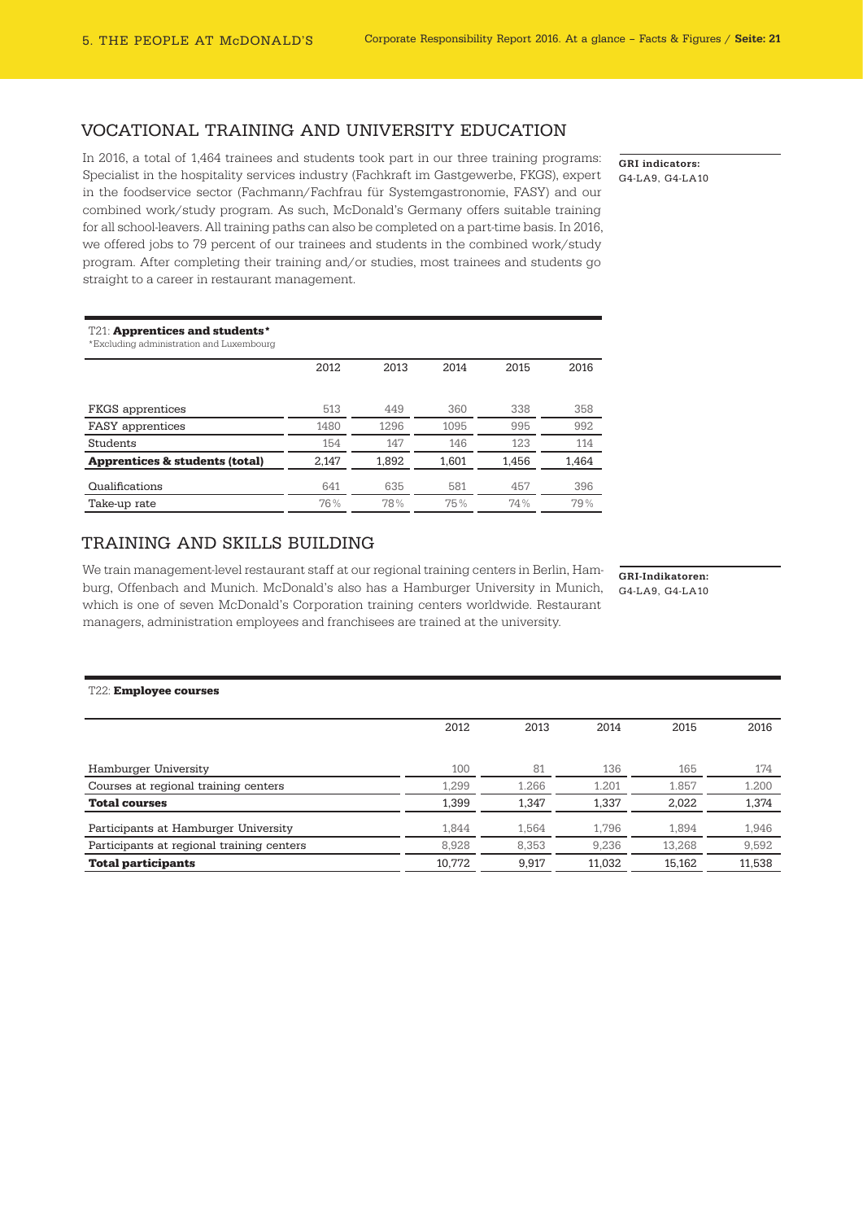## VOCATIONAL TRAINING AND UNIVERSITY EDUCATION

In 2016, a total of 1,464 trainees and students took part in our three training programs: Specialist in the hospitality services industry (Fachkraft im Gastgewerbe, FKGS), expert in the foodservice sector (Fachmann/Fachfrau für Systemgastronomie, FASY) and our combined work/study program. As such, McDonald's Germany offers suitable training for all school-leavers. All training paths can also be completed on a part-time basis. In 2016, we offered jobs to 79 percent of our trainees and students in the combined work/study program. After completing their training and/or studies, most trainees and students go straight to a career in restaurant management.

**GRI indicators:**
G4-LA9, G4-LA10

T21: **Apprentices and students***
*Excluding administration and Luxembourg

| | 2012 | 2013 | 2014 | 2015 | 2016 |
|---|---|---|---|---|---|
| FKGS apprentices | 513 | 449 | 360 | 338 | 358 |
| FASY apprentices | 1480 | 1296 | 1095 | 995 | 992 |
| Students | 154 | 147 | 146 | 123 | 114 |
| **Apprentices & students (total)** | 2,147 | 1,892 | 1,601 | 1,456 | 1,464 |
| Qualifications | 641 | 635 | 581 | 457 | 396 |
| Take-up rate | 76% | 78% | 75% | 74% | 79% |

## TRAINING AND SKILLS BUILDING

We train management-level restaurant staff at our regional training centers in Berlin, Hamburg, Offenbach and Munich. McDonald's also has a Hamburger University in Munich, which is one of seven McDonald's Corporation training centers worldwide. Restaurant managers, administration employees and franchisees are trained at the university.

**GRI-Indikatoren:**
G4-LA9, G4-LA10

T22: **Employee courses**

| | 2012 | 2013 | 2014 | 2015 | 2016 |
|---|---|---|---|---|---|
| Hamburger University | 100 | 81 | 136 | 165 | 174 |
| Courses at regional training centers | 1,299 | 1.266 | 1.201 | 1.857 | 1.200 |
| **Total courses** | 1,399 | 1,347 | 1,337 | 2,022 | 1,374 |
| Participants at Hamburger University | 1,844 | 1,564 | 1,796 | 1,894 | 1,946 |
| Participants at regional training centers | 8,928 | 8,353 | 9,236 | 13,268 | 9,592 |
| **Total participants** | 10,772 | 9,917 | 11,032 | 15,162 | 11,538 |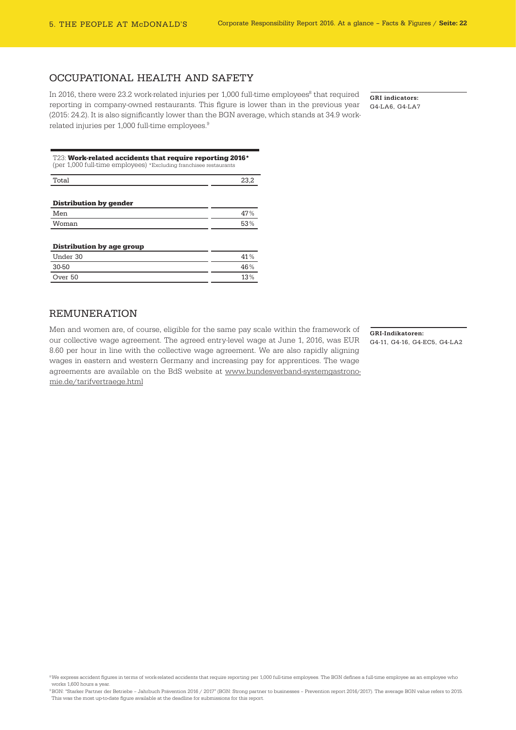## OCCUPATIONAL HEALTH AND SAFETY

In 2016, there were 23.2 work-related injuries per 1,000 full-time employees[8] that required reporting in company-owned restaurants. This figure is lower than in the previous year (2015: 24.2). It is also significantly lower than the BGN average, which stands at 34.9 work-related injuries per 1,000 full-time employees.[9]

**GRI indicators:**
G4-LA6, G4-LA7

T23: **Work-related accidents that require reporting 2016***
(per 1,000 full-time employees) *Excluding franchisee restaurants

| | |
|---|---|
| Total | 23,2 |
| **Distribution by gender** | |
| Men | 47% |
| Woman | 53% |
| **Distribution by age group** | |
| Under 30 | 41% |
| 30-50 | 46% |
| Over 50 | 13% |

## REMUNERATION

Men and women are, of course, eligible for the same pay scale within the framework of our collective wage agreement. The agreed entry-level wage at June 1, 2016, was EUR 8.60 per hour in line with the collective wage agreement. We are also rapidly aligning wages in eastern and western Germany and increasing pay for apprentices. The wage agreements are available on the BdS website at www.bundesverband-systemgastronomie.de/tarifvertraege.html

**GRI-Indikatoren:**
G4-11, G4-16, G4-EC5, G4-LA2

[8] We express accident figures in terms of work-related accidents that require reporting per 1,000 full-time employees. The BGN defines a full-time employee as an employee who works 1,600 hours a year.

[9] BGN: "Starker Partner der Betriebe – Jahrbuch Prävention 2016 / 2017" (BGN: Strong partner to businesses – Prevention report 2016/2017). The average BGN value refers to 2015. This was the most up-to-date figure available at the deadline for submissions for this report.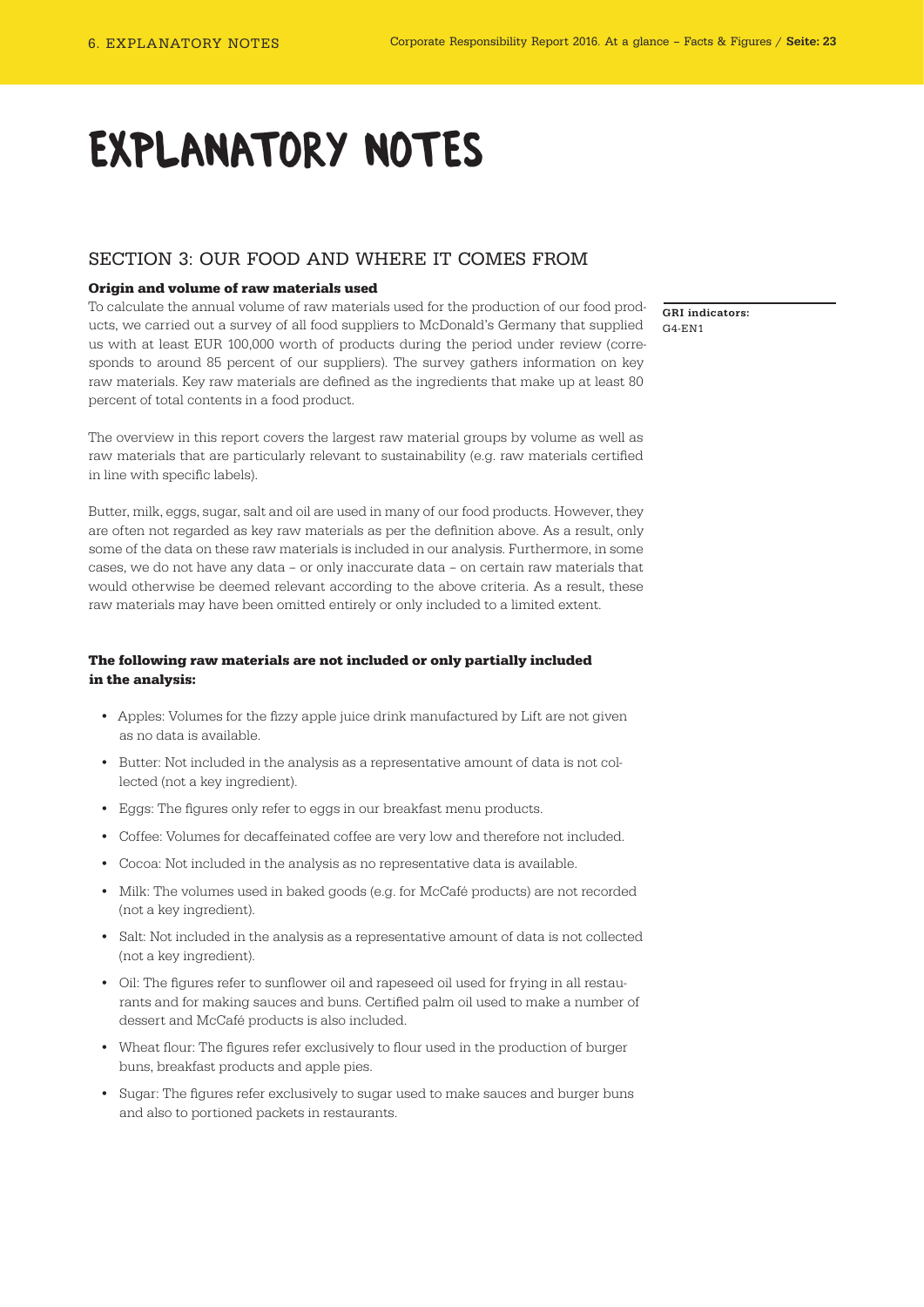# EXPLANATORY NOTES

## SECTION 3: OUR FOOD AND WHERE IT COMES FROM

### Origin and volume of raw materials used

To calculate the annual volume of raw materials used for the production of our food products, we carried out a survey of all food suppliers to McDonald's Germany that supplied us with at least EUR 100,000 worth of products during the period under review (corresponds to around 85 percent of our suppliers). The survey gathers information on key raw materials. Key raw materials are defined as the ingredients that make up at least 80 percent of total contents in a food product.

**GRI indicators:**
G4-EN1

The overview in this report covers the largest raw material groups by volume as well as raw materials that are particularly relevant to sustainability (e.g. raw materials certified in line with specific labels).

Butter, milk, eggs, sugar, salt and oil are used in many of our food products. However, they are often not regarded as key raw materials as per the definition above. As a result, only some of the data on these raw materials is included in our analysis. Furthermore, in some cases, we do not have any data – or only inaccurate data – on certain raw materials that would otherwise be deemed relevant according to the above criteria. As a result, these raw materials may have been omitted entirely or only included to a limited extent.

### The following raw materials are not included or only partially included in the analysis:

- Apples: Volumes for the fizzy apple juice drink manufactured by Lift are not given as no data is available.
- Butter: Not included in the analysis as a representative amount of data is not collected (not a key ingredient).
- Eggs: The figures only refer to eggs in our breakfast menu products.
- Coffee: Volumes for decaffeinated coffee are very low and therefore not included.
- Cocoa: Not included in the analysis as no representative data is available.
- Milk: The volumes used in baked goods (e.g. for McCafé products) are not recorded (not a key ingredient).
- Salt: Not included in the analysis as a representative amount of data is not collected (not a key ingredient).
- Oil: The figures refer to sunflower oil and rapeseed oil used for frying in all restaurants and for making sauces and buns. Certified palm oil used to make a number of dessert and McCafé products is also included.
- Wheat flour: The figures refer exclusively to flour used in the production of burger buns, breakfast products and apple pies.
- Sugar: The figures refer exclusively to sugar used to make sauces and burger buns and also to portioned packets in restaurants.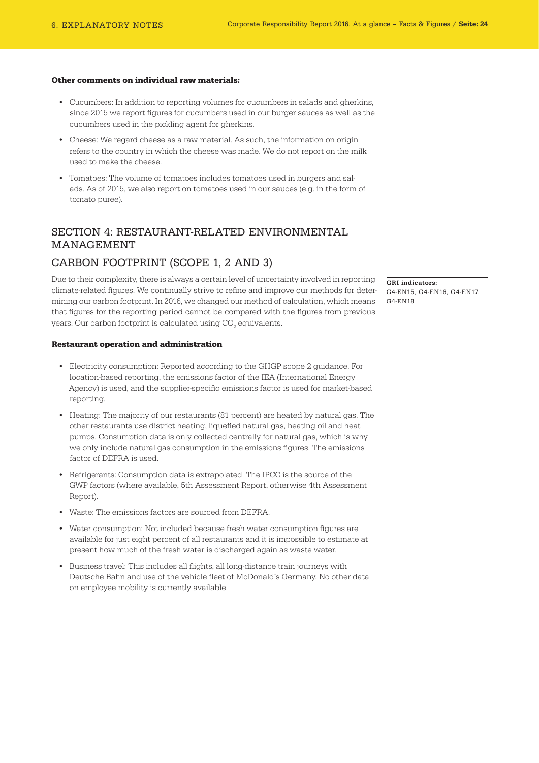**Other comments on individual raw materials:**

- Cucumbers: In addition to reporting volumes for cucumbers in salads and gherkins, since 2015 we report figures for cucumbers used in our burger sauces as well as the cucumbers used in the pickling agent for gherkins.
- Cheese: We regard cheese as a raw material. As such, the information on origin refers to the country in which the cheese was made. We do not report on the milk used to make the cheese.
- Tomatoes: The volume of tomatoes includes tomatoes used in burgers and salads. As of 2015, we also report on tomatoes used in our sauces (e.g. in the form of tomato puree).

## SECTION 4: RESTAURANT-RELATED ENVIRONMENTAL MANAGEMENT

## CARBON FOOTPRINT (SCOPE 1, 2 AND 3)

Due to their complexity, there is always a certain level of uncertainty involved in reporting climate-related figures. We continually strive to refine and improve our methods for determining our carbon footprint. In 2016, we changed our method of calculation, which means that figures for the reporting period cannot be compared with the figures from previous years. Our carbon footprint is calculated using $CO_2$ equivalents.

**GRI indicators:**
G4-EN15, G4-EN16, G4-EN17, G4-EN18

**Restaurant operation and administration**

- Electricity consumption: Reported according to the GHGP scope 2 guidance. For location-based reporting, the emissions factor of the IEA (International Energy Agency) is used, and the supplier-specific emissions factor is used for market-based reporting.
- Heating: The majority of our restaurants (81 percent) are heated by natural gas. The other restaurants use district heating, liquefied natural gas, heating oil and heat pumps. Consumption data is only collected centrally for natural gas, which is why we only include natural gas consumption in the emissions figures. The emissions factor of DEFRA is used.
- Refrigerants: Consumption data is extrapolated. The IPCC is the source of the GWP factors (where available, 5th Assessment Report, otherwise 4th Assessment Report).
- Waste: The emissions factors are sourced from DEFRA.
- Water consumption: Not included because fresh water consumption figures are available for just eight percent of all restaurants and it is impossible to estimate at present how much of the fresh water is discharged again as waste water.
- Business travel: This includes all flights, all long-distance train journeys with Deutsche Bahn and use of the vehicle fleet of McDonald's Germany. No other data on employee mobility is currently available.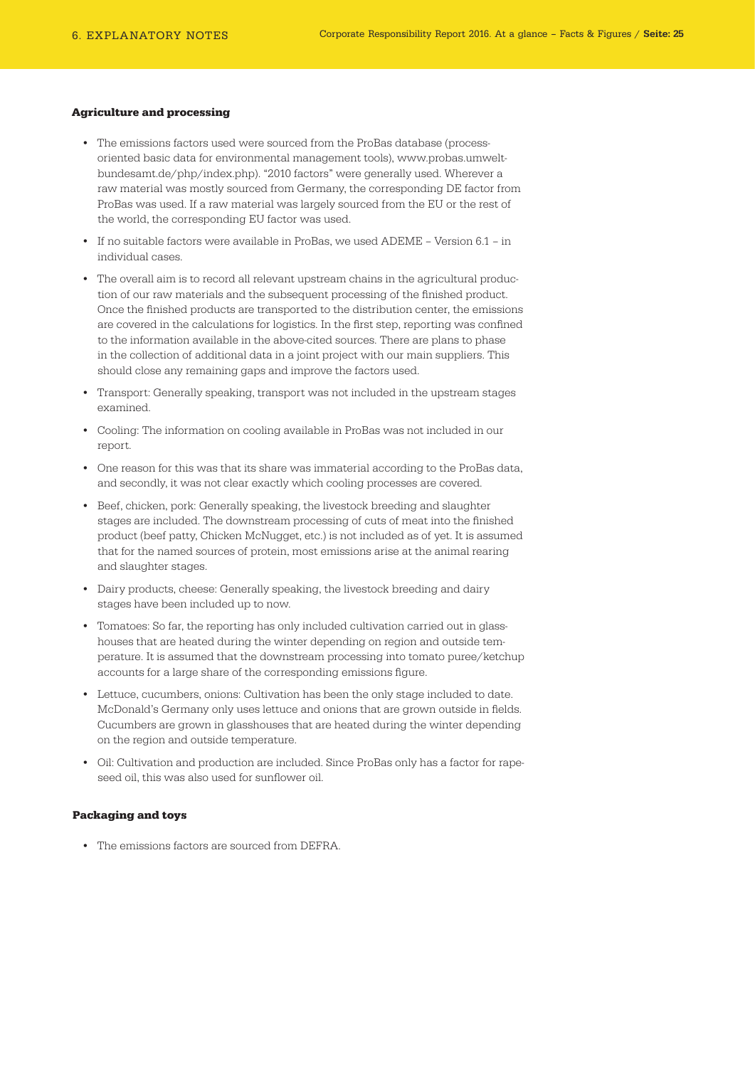### Agriculture and processing

- The emissions factors used were sourced from the ProBas database (process-oriented basic data for environmental management tools), www.probas.umwelt-bundesamt.de/php/index.php). "2010 factors" were generally used. Wherever a raw material was mostly sourced from Germany, the corresponding DE factor from ProBas was used. If a raw material was largely sourced from the EU or the rest of the world, the corresponding EU factor was used.
- If no suitable factors were available in ProBas, we used ADEME – Version 6.1 – in individual cases.
- The overall aim is to record all relevant upstream chains in the agricultural production of our raw materials and the subsequent processing of the finished product. Once the finished products are transported to the distribution center, the emissions are covered in the calculations for logistics. In the first step, reporting was confined to the information available in the above-cited sources. There are plans to phase in the collection of additional data in a joint project with our main suppliers. This should close any remaining gaps and improve the factors used.
- Transport: Generally speaking, transport was not included in the upstream stages examined.
- Cooling: The information on cooling available in ProBas was not included in our report.
- One reason for this was that its share was immaterial according to the ProBas data, and secondly, it was not clear exactly which cooling processes are covered.
- Beef, chicken, pork: Generally speaking, the livestock breeding and slaughter stages are included. The downstream processing of cuts of meat into the finished product (beef patty, Chicken McNugget, etc.) is not included as of yet. It is assumed that for the named sources of protein, most emissions arise at the animal rearing and slaughter stages.
- Dairy products, cheese: Generally speaking, the livestock breeding and dairy stages have been included up to now.
- Tomatoes: So far, the reporting has only included cultivation carried out in glasshouses that are heated during the winter depending on region and outside temperature. It is assumed that the downstream processing into tomato puree/ketchup accounts for a large share of the corresponding emissions figure.
- Lettuce, cucumbers, onions: Cultivation has been the only stage included to date. McDonald's Germany only uses lettuce and onions that are grown outside in fields. Cucumbers are grown in glasshouses that are heated during the winter depending on the region and outside temperature.
- Oil: Cultivation and production are included. Since ProBas only has a factor for rapeseed oil, this was also used for sunflower oil.

### Packaging and toys

- The emissions factors are sourced from DEFRA.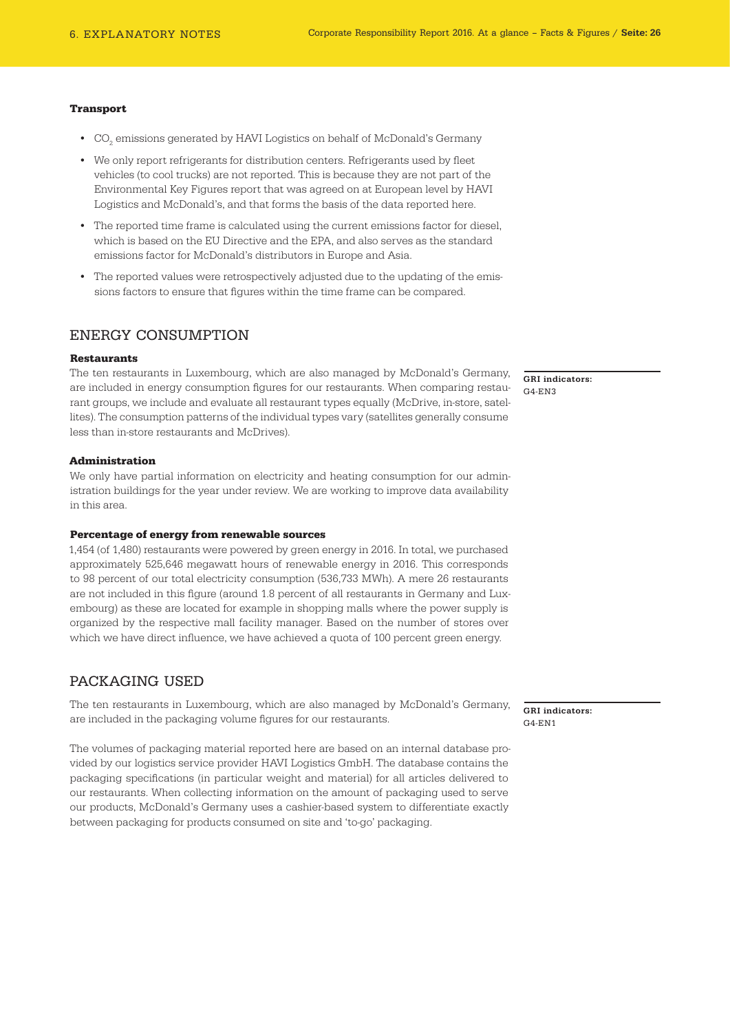#### Transport

- $CO_2$ emissions generated by HAVI Logistics on behalf of McDonald's Germany
- We only report refrigerants for distribution centers. Refrigerants used by fleet vehicles (to cool trucks) are not reported. This is because they are not part of the Environmental Key Figures report that was agreed on at European level by HAVI Logistics and McDonald's, and that forms the basis of the data reported here.
- The reported time frame is calculated using the current emissions factor for diesel, which is based on the EU Directive and the EPA, and also serves as the standard emissions factor for McDonald's distributors in Europe and Asia.
- The reported values were retrospectively adjusted due to the updating of the emissions factors to ensure that figures within the time frame can be compared.

## ENERGY CONSUMPTION

**GRI indicators:**
G4-EN3

#### Restaurants

The ten restaurants in Luxembourg, which are also managed by McDonald's Germany, are included in energy consumption figures for our restaurants. When comparing restaurant groups, we include and evaluate all restaurant types equally (McDrive, in-store, satellites). The consumption patterns of the individual types vary (satellites generally consume less than in-store restaurants and McDrives).

#### Administration

We only have partial information on electricity and heating consumption for our administration buildings for the year under review. We are working to improve data availability in this area.

#### Percentage of energy from renewable sources

1,454 (of 1,480) restaurants were powered by green energy in 2016. In total, we purchased approximately 525,646 megawatt hours of renewable energy in 2016. This corresponds to 98 percent of our total electricity consumption (536,733 MWh). A mere 26 restaurants are not included in this figure (around 1.8 percent of all restaurants in Germany and Luxembourg) as these are located for example in shopping malls where the power supply is organized by the respective mall facility manager. Based on the number of stores over which we have direct influence, we have achieved a quota of 100 percent green energy.

## PACKAGING USED

**GRI indicators:**
G4-EN1

The ten restaurants in Luxembourg, which are also managed by McDonald's Germany, are included in the packaging volume figures for our restaurants.

The volumes of packaging material reported here are based on an internal database provided by our logistics service provider HAVI Logistics GmbH. The database contains the packaging specifications (in particular weight and material) for all articles delivered to our restaurants. When collecting information on the amount of packaging used to serve our products, McDonald's Germany uses a cashier-based system to differentiate exactly between packaging for products consumed on site and 'to-go' packaging.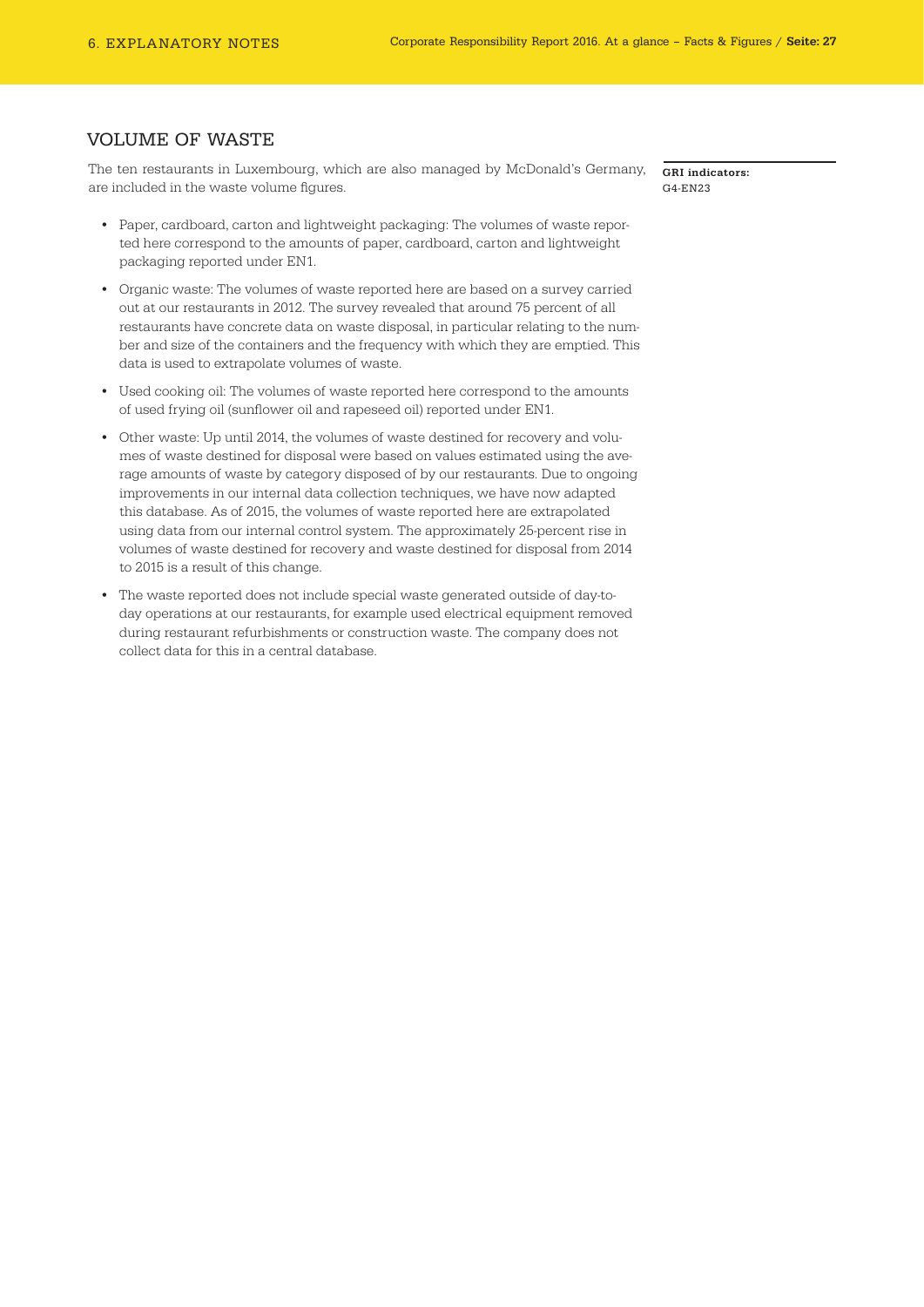## VOLUME OF WASTE

The ten restaurants in Luxembourg, which are also managed by McDonald's Germany, are included in the waste volume figures.

**GRI indicators:**
G4-EN23

- Paper, cardboard, carton and lightweight packaging: The volumes of waste reported here correspond to the amounts of paper, cardboard, carton and lightweight packaging reported under EN1.
- Organic waste: The volumes of waste reported here are based on a survey carried out at our restaurants in 2012. The survey revealed that around 75 percent of all restaurants have concrete data on waste disposal, in particular relating to the number and size of the containers and the frequency with which they are emptied. This data is used to extrapolate volumes of waste.
- Used cooking oil: The volumes of waste reported here correspond to the amounts of used frying oil (sunflower oil and rapeseed oil) reported under EN1.
- Other waste: Up until 2014, the volumes of waste destined for recovery and volumes of waste destined for disposal were based on values estimated using the average amounts of waste by category disposed of by our restaurants. Due to ongoing improvements in our internal data collection techniques, we have now adapted this database. As of 2015, the volumes of waste reported here are extrapolated using data from our internal control system. The approximately 25-percent rise in volumes of waste destined for recovery and waste destined for disposal from 2014 to 2015 is a result of this change.
- The waste reported does not include special waste generated outside of day-to-day operations at our restaurants, for example used electrical equipment removed during restaurant refurbishments or construction waste. The company does not collect data for this in a central database.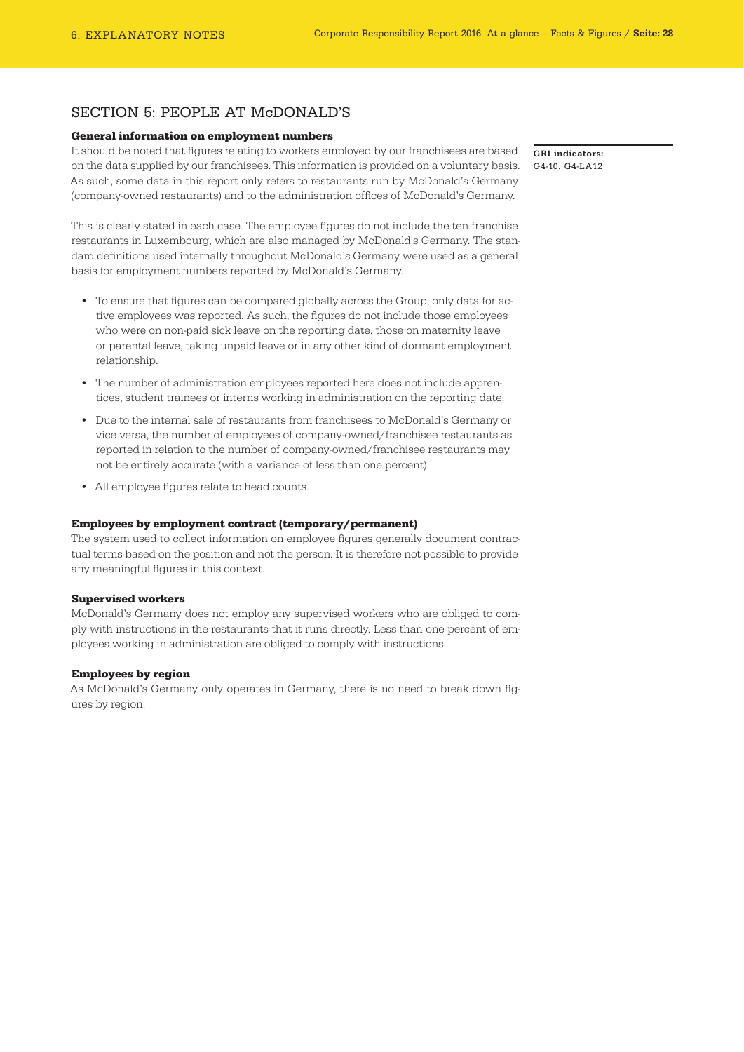## SECTION 5: PEOPLE AT McDONALD'S

### General information on employment numbers

It should be noted that figures relating to workers employed by our franchisees are based on the data supplied by our franchisees. This information is provided on a voluntary basis. As such, some data in this report only refers to restaurants run by McDonald's Germany (company-owned restaurants) and to the administration offices of McDonald's Germany.

**GRI indicators:**
G4-10, G4-LA12

This is clearly stated in each case. The employee figures do not include the ten franchise restaurants in Luxembourg, which are also managed by McDonald's Germany. The standard definitions used internally throughout McDonald's Germany were used as a general basis for employment numbers reported by McDonald's Germany.

- To ensure that figures can be compared globally across the Group, only data for active employees was reported. As such, the figures do not include those employees who were on non-paid sick leave on the reporting date, those on maternity leave or parental leave, taking unpaid leave or in any other kind of dormant employment relationship.
- The number of administration employees reported here does not include apprentices, student trainees or interns working in administration on the reporting date.
- Due to the internal sale of restaurants from franchisees to McDonald's Germany or vice versa, the number of employees of company-owned/franchisee restaurants as reported in relation to the number of company-owned/franchisee restaurants may not be entirely accurate (with a variance of less than one percent).
- All employee figures relate to head counts.

### Employees by employment contract (temporary/permanent)

The system used to collect information on employee figures generally document contractual terms based on the position and not the person. It is therefore not possible to provide any meaningful figures in this context.

### Supervised workers

McDonald's Germany does not employ any supervised workers who are obliged to comply with instructions in the restaurants that it runs directly. Less than one percent of employees working in administration are obliged to comply with instructions.

### Employees by region

As McDonald's Germany only operates in Germany, there is no need to break down figures by region.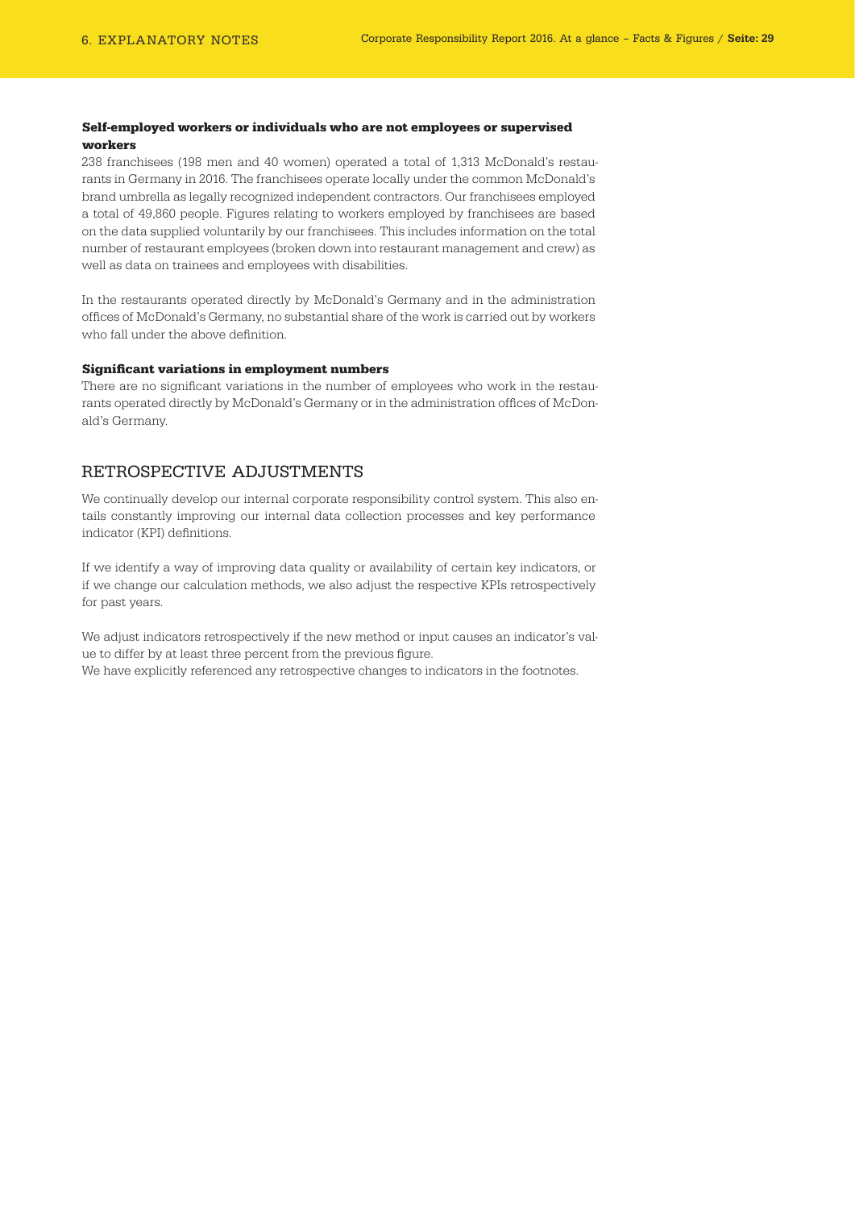#### Self-employed workers or individuals who are not employees or supervised workers

238 franchisees (198 men and 40 women) operated a total of 1,313 McDonald's restaurants in Germany in 2016. The franchisees operate locally under the common McDonald's brand umbrella as legally recognized independent contractors. Our franchisees employed a total of 49,860 people. Figures relating to workers employed by franchisees are based on the data supplied voluntarily by our franchisees. This includes information on the total number of restaurant employees (broken down into restaurant management and crew) as well as data on trainees and employees with disabilities.

In the restaurants operated directly by McDonald's Germany and in the administration offices of McDonald's Germany, no substantial share of the work is carried out by workers who fall under the above definition.

#### Significant variations in employment numbers

There are no significant variations in the number of employees who work in the restaurants operated directly by McDonald's Germany or in the administration offices of McDonald's Germany.

## RETROSPECTIVE ADJUSTMENTS

We continually develop our internal corporate responsibility control system. This also entails constantly improving our internal data collection processes and key performance indicator (KPI) definitions.

If we identify a way of improving data quality or availability of certain key indicators, or if we change our calculation methods, we also adjust the respective KPIs retrospectively for past years.

We adjust indicators retrospectively if the new method or input causes an indicator's value to differ by at least three percent from the previous figure.
We have explicitly referenced any retrospective changes to indicators in the footnotes.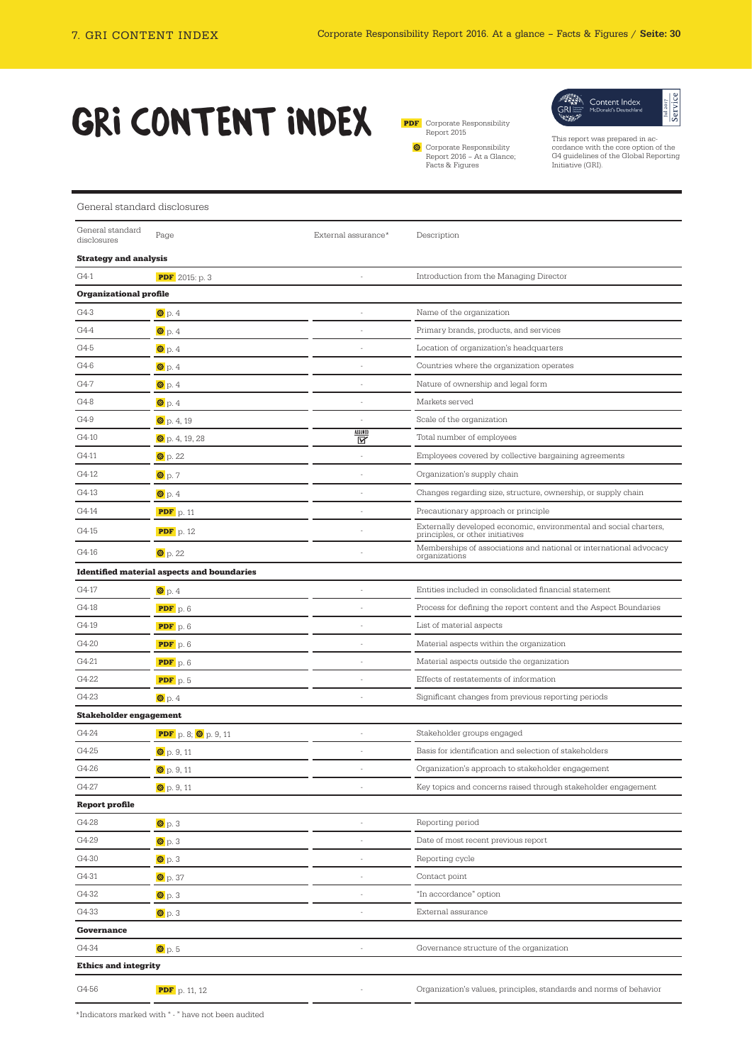# GRI CONTENT INDEX

**PDF** Corporate Responsibility Report 2015

◎ Corporate Responsibility Report 2016 – At a Glance; Facts & Figures

This report was prepared in accordance with the core option of the G4 guidelines of the Global Reporting Initiative (GRI).

General standard disclosures

| General standard disclosures | Page | External assurance* | Description |
|---|---|---|---|
| **Strategy and analysis** | | | |
| G4-1 | PDF 2015: p. 3 | - | Introduction from the Managing Director |
| **Organizational profile** | | | |
| G4-3 | ◎ p. 4 | - | Name of the organization |
| G4-4 | ◎ p. 4 | - | Primary brands, products, and services |
| G4-5 | ◎ p. 4 | - | Location of organization's headquarters |
| G4-6 | ◎ p. 4 | - | Countries where the organization operates |
| G4-7 | ◎ p. 4 | - | Nature of ownership and legal form |
| G4-8 | ◎ p. 4 | - | Markets served |
| G4-9 | ◎ p. 4, 19 | - | Scale of the organization |
| G4-10 | ◎ p. 4, 19, 28 | ASSURED ☑ | Total number of employees |
| G4-11 | ◎ p. 22 | - | Employees covered by collective bargaining agreements |
| G4-12 | ◎ p. 7 | - | Organization's supply chain |
| G4-13 | ◎ p. 4 | - | Changes regarding size, structure, ownership, or supply chain |
| G4-14 | PDF p. 11 | - | Precautionary approach or principle |
| G4-15 | PDF p. 12 | - | Externally developed economic, environmental and social charters, principles, or other initiatives |
| G4-16 | ◎ p. 22 | - | Memberships of associations and national or international advocacy organizations |
| **Identified material aspects and boundaries** | | | |
| G4-17 | ◎ p. 4 | - | Entities included in consolidated financial statement |
| G4-18 | PDF p. 6 | - | Process for defining the report content and the Aspect Boundaries |
| G4-19 | PDF p. 6 | - | List of material aspects |
| G4-20 | PDF p. 6 | - | Material aspects within the organization |
| G4-21 | PDF p. 6 | - | Material aspects outside the organization |
| G4-22 | PDF p. 5 | - | Effects of restatements of information |
| G4-23 | ◎ p. 4 | - | Significant changes from previous reporting periods |
| **Stakeholder engagement** | | | |
| G4-24 | PDF p. 8; ◎ p. 9, 11 | - | Stakeholder groups engaged |
| G4-25 | ◎ p. 9, 11 | - | Basis for identification and selection of stakeholders |
| G4-26 | ◎ p. 9, 11 | - | Organization's approach to stakeholder engagement |
| G4-27 | ◎ p. 9, 11 | - | Key topics and concerns raised through stakeholder engagement |
| **Report profile** | | | |
| G4-28 | ◎ p. 3 | - | Reporting period |
| G4-29 | ◎ p. 3 | - | Date of most recent previous report |
| G4-30 | ◎ p. 3 | - | Reporting cycle |
| G4-31 | ◎ p. 37 | - | Contact point |
| G4-32 | ◎ p. 3 | - | "In accordance" option |
| G4-33 | ◎ p. 3 | - | External assurance |
| **Governance** | | | |
| G4-34 | ◎ p. 5 | - | Governance structure of the organization |
| **Ethics and integrity** | | | |
| G4-56 | PDF p. 11, 12 | - | Organization's values, principles, standards and norms of behavior |

*Indicators marked with " - " have not been audited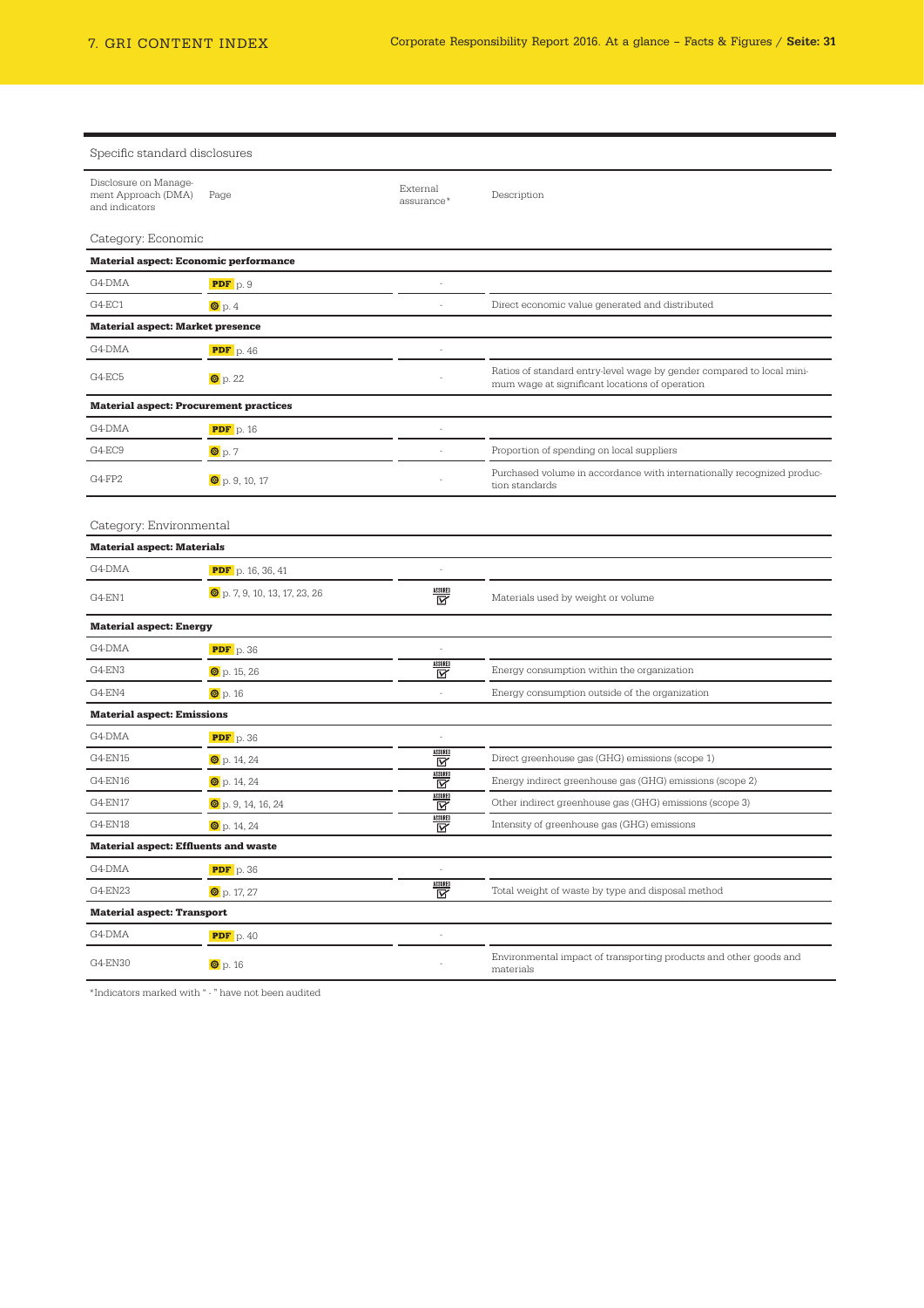## Specific standard disclosures

| Disclosure on Management Approach (DMA) and indicators | Page | External assurance* | Description |
|---|---|---|---|
| **Category: Economic** | | | |
| **Material aspect: Economic performance** | | | |
| G4-DMA | PDF p. 9 | - | |
| G4-EC1 | p. 4 | - | Direct economic value generated and distributed |
| **Material aspect: Market presence** | | | |
| G4-DMA | PDF p. 46 | - | |
| G4-EC5 | p. 22 | - | Ratios of standard entry-level wage by gender compared to local minimum wage at significant locations of operation |
| **Material aspect: Procurement practices** | | | |
| G4-DMA | PDF p. 16 | - | |
| G4-EC9 | p. 7 | - | Proportion of spending on local suppliers |
| G4-FP2 | p. 9, 10, 17 | - | Purchased volume in accordance with internationally recognized production standards |
| **Category: Environmental** | | | |
| **Material aspect: Materials** | | | |
| G4-DMA | PDF p. 16, 36, 41 | - | |
| G4-EN1 | p. 7, 9, 10, 13, 17, 23, 26 | ASSURED | Materials used by weight or volume |
| **Material aspect: Energy** | | | |
| G4-DMA | PDF p. 36 | - | |
| G4-EN3 | p. 15, 26 | ASSURED | Energy consumption within the organization |
| G4-EN4 | p. 16 | - | Energy consumption outside of the organization |
| **Material aspect: Emissions** | | | |
| G4-DMA | PDF p. 36 | - | |
| G4-EN15 | p. 14, 24 | ASSURED | Direct greenhouse gas (GHG) emissions (scope 1) |
| G4-EN16 | p. 14, 24 | ASSURED | Energy indirect greenhouse gas (GHG) emissions (scope 2) |
| G4-EN17 | p. 9, 14, 16, 24 | ASSURED | Other indirect greenhouse gas (GHG) emissions (scope 3) |
| G4-EN18 | p. 14, 24 | ASSURED | Intensity of greenhouse gas (GHG) emissions |
| **Material aspect: Effluents and waste** | | | |
| G4-DMA | PDF p. 36 | - | |
| G4-EN23 | p. 17, 27 | ASSURED | Total weight of waste by type and disposal method |
| **Material aspect: Transport** | | | |
| G4-DMA | PDF p. 40 | - | |
| G4-EN30 | p. 16 | - | Environmental impact of transporting products and other goods and materials |

*Indicators marked with " - " have not been audited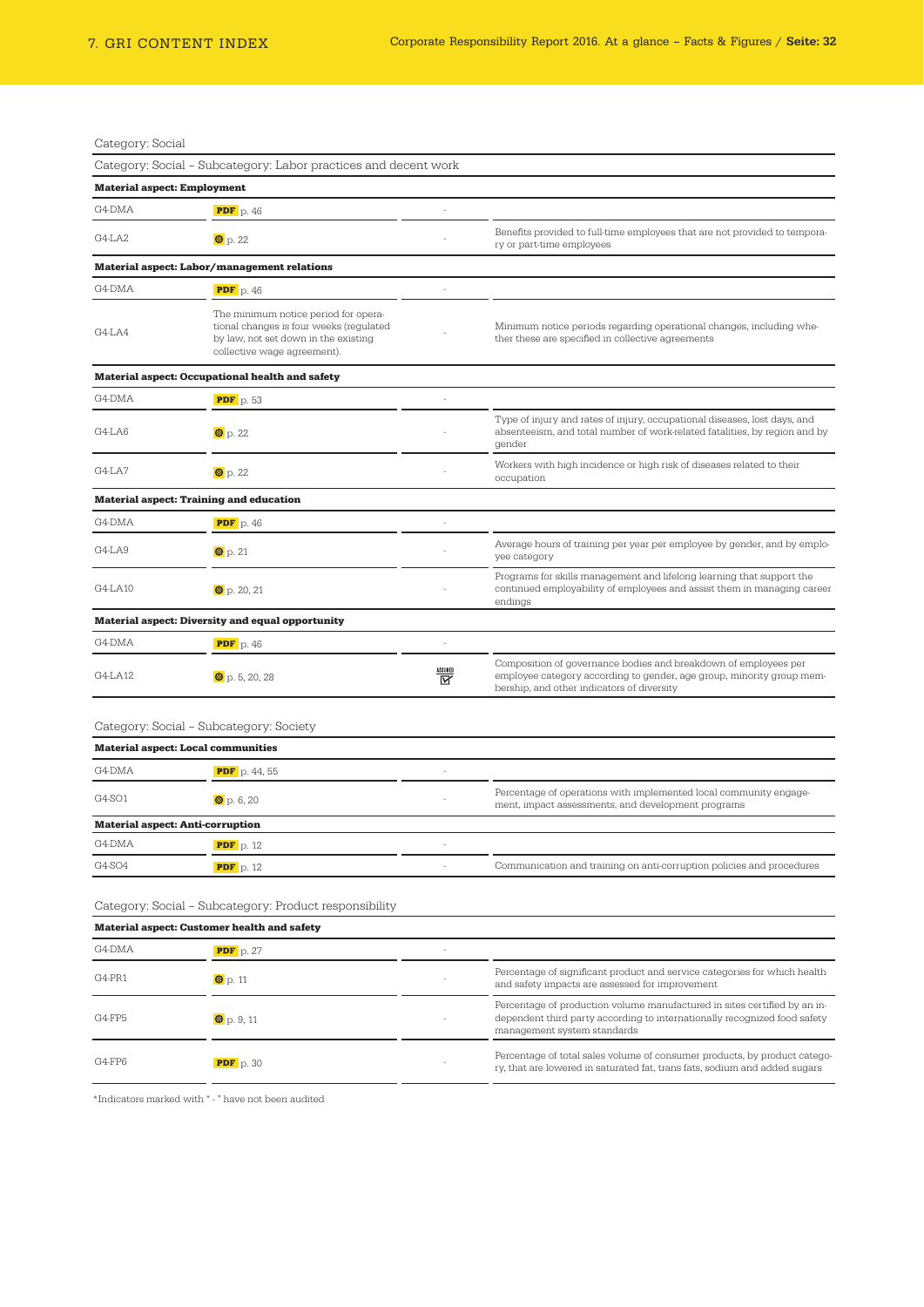Category: Social

Category: Social – Subcategory: Labor practices and decent work

| | | | |
|---|---|---|---|
| **Material aspect: Employment** | | | |
| G4-DMA | PDF p. 46 | - | |
| G4-LA2 | p. 22 | - | Benefits provided to full-time employees that are not provided to temporary or part-time employees |
| **Material aspect: Labor/management relations** | | | |
| G4-DMA | PDF p. 46 | - | |
| G4-LA4 | The minimum notice period for operational changes is four weeks (regulated by law, not set down in the existing collective wage agreement). | - | Minimum notice periods regarding operational changes, including whether these are specified in collective agreements |
| **Material aspect: Occupational health and safety** | | | |
| G4-DMA | PDF p. 53 | - | |
| G4-LA6 | p. 22 | - | Type of injury and rates of injury, occupational diseases, lost days, and absenteeism, and total number of work-related fatalities, by region and by gender |
| G4-LA7 | p. 22 | - | Workers with high incidence or high risk of diseases related to their occupation |
| **Material aspect: Training and education** | | | |
| G4-DMA | PDF p. 46 | - | |
| G4-LA9 | p. 21 | - | Average hours of training per year per employee by gender, and by employee category |
| G4-LA10 | p. 20, 21 | - | Programs for skills management and lifelong learning that support the continued employability of employees and assist them in managing career endings |
| **Material aspect: Diversity and equal opportunity** | | | |
| G4-DMA | PDF p. 46 | - | |
| G4-LA12 | p. 5, 20, 28 | ASSURED | Composition of governance bodies and breakdown of employees per employee category according to gender, age group, minority group membership, and other indicators of diversity |

Category: Social – Subcategory: Society

| | | | |
|---|---|---|---|
| **Material aspect: Local communities** | | | |
| G4-DMA | PDF p. 44, 55 | - | |
| G4-SO1 | p. 6, 20 | - | Percentage of operations with implemented local community engagement, impact assessments, and development programs |
| **Material aspect: Anti-corruption** | | | |
| G4-DMA | PDF p. 12 | - | |
| G4-SO4 | PDF p. 12 | - | Communication and training on anti-corruption policies and procedures |

Category: Social – Subcategory: Product responsibility

| | | | |
|---|---|---|---|
| **Material aspect: Customer health and safety** | | | |
| G4-DMA | PDF p. 27 | - | |
| G4-PR1 | p. 11 | - | Percentage of significant product and service categories for which health and safety impacts are assessed for improvement |
| G4-FP5 | p. 9, 11 | - | Percentage of production volume manufactured in sites certified by an independent third party according to internationally recognized food safety management system standards |
| G4-FP6 | PDF p. 30 | - | Percentage of total sales volume of consumer products, by product category, that are lowered in saturated fat, trans fats, sodium and added sugars |

*Indicators marked with " - " have not been audited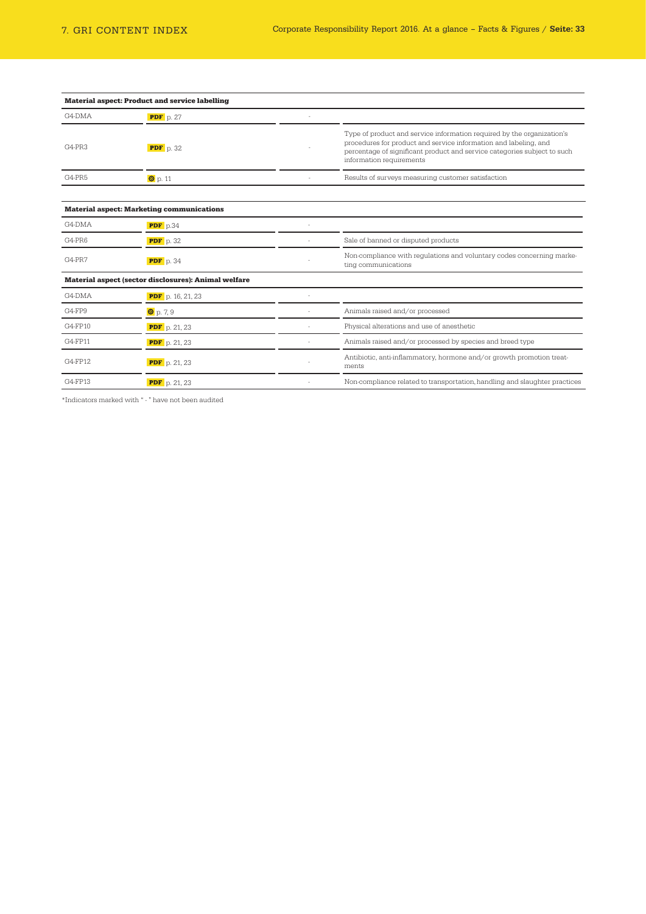| Material aspect: Product and service labelling | | | |
|---|---|---|---|
| G4-DMA | PDF p. 27 | - | |
| G4-PR3 | PDF p. 32 | - | Type of product and service information required by the organization's procedures for product and service information and labeling, and percentage of significant product and service categories subject to such information requirements |
| G4-PR5 | p. 11 | - | Results of surveys measuring customer satisfaction |

| Material aspect: Marketing communications | | | |
|---|---|---|---|
| G4-DMA | PDF p.34 | - | |
| G4-PR6 | PDF p. 32 | - | Sale of banned or disputed products |
| G4-PR7 | PDF p. 34 | - | Non-compliance with regulations and voluntary codes concerning marketing communications |

| Material aspect (sector disclosures): Animal welfare | | | |
|---|---|---|---|
| G4-DMA | PDF p. 16, 21, 23 | - | |
| G4-FP9 | p. 7, 9 | - | Animals raised and/or processed |
| G4-FP10 | PDF p. 21, 23 | - | Physical alterations and use of anesthetic |
| G4-FP11 | PDF p. 21, 23 | - | Animals raised and/or processed by species and breed type |
| G4-FP12 | PDF p. 21, 23 | - | Antibiotic, anti-inflammatory, hormone and/or growth promotion treatments |
| G4-FP13 | PDF p. 21, 23 | - | Non-compliance related to transportation, handling and slaughter practices |

*Indicators marked with " - " have not been audited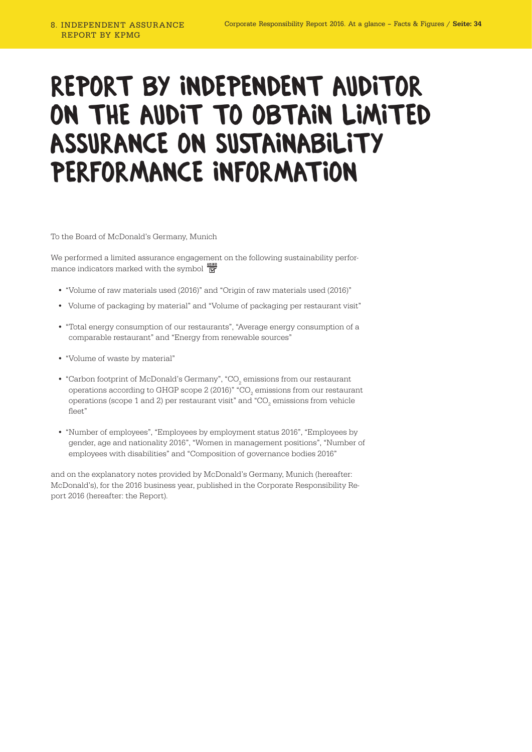# REPORT BY INDEPENDENT AUDITOR ON THE AUDIT TO OBTAIN LIMITED ASSURANCE ON SUSTAINABILITY PERFORMANCE INFORMATION

To the Board of McDonald's Germany, Munich

We performed a limited assurance engagement on the following sustainability performance indicators marked with the symbol

- "Volume of raw materials used (2016)" and "Origin of raw materials used (2016)"
- Volume of packaging by material" and "Volume of packaging per restaurant visit"
- "Total energy consumption of our restaurants", "Average energy consumption of a comparable restaurant" and "Energy from renewable sources"
- "Volume of waste by material"
- "Carbon footprint of McDonald's Germany", "$CO_2$ emissions from our restaurant operations according to GHGP scope 2 (2016)" "$CO_2$ emissions from our restaurant operations (scope 1 and 2) per restaurant visit" and "$CO_2$ emissions from vehicle fleet"
- "Number of employees", "Employees by employment status 2016", "Employees by gender, age and nationality 2016", "Women in management positions", "Number of employees with disabilities" and "Composition of governance bodies 2016"

and on the explanatory notes provided by McDonald's Germany, Munich (hereafter: McDonald's), for the 2016 business year, published in the Corporate Responsibility Report 2016 (hereafter: the Report).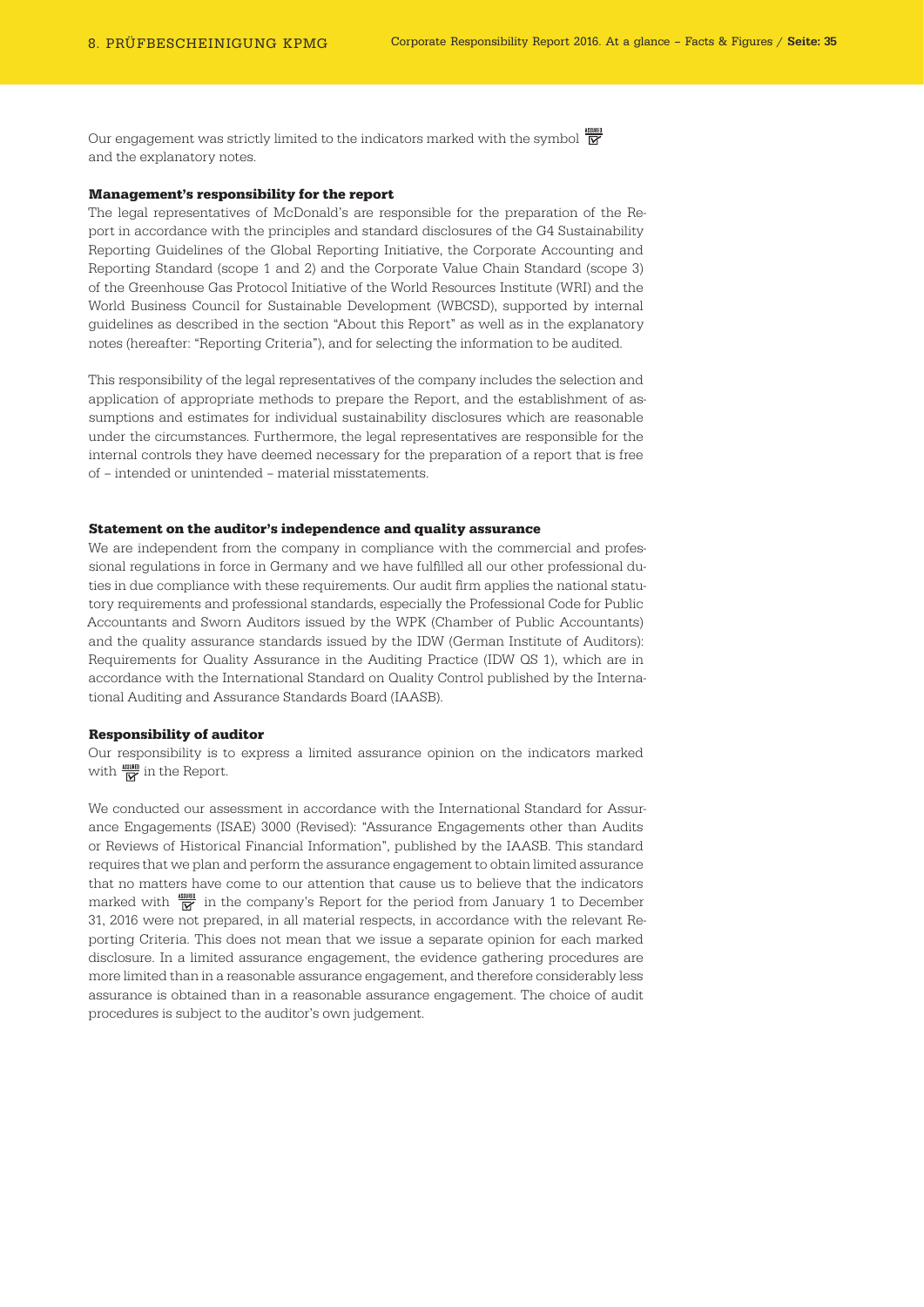Our engagement was strictly limited to the indicators marked with the symbol ASSURED ☑ and the explanatory notes.

### Management's responsibility for the report

The legal representatives of McDonald's are responsible for the preparation of the Report in accordance with the principles and standard disclosures of the G4 Sustainability Reporting Guidelines of the Global Reporting Initiative, the Corporate Accounting and Reporting Standard (scope 1 and 2) and the Corporate Value Chain Standard (scope 3) of the Greenhouse Gas Protocol Initiative of the World Resources Institute (WRI) and the World Business Council for Sustainable Development (WBCSD), supported by internal guidelines as described in the section "About this Report" as well as in the explanatory notes (hereafter: "Reporting Criteria"), and for selecting the information to be audited.

This responsibility of the legal representatives of the company includes the selection and application of appropriate methods to prepare the Report, and the establishment of assumptions and estimates for individual sustainability disclosures which are reasonable under the circumstances. Furthermore, the legal representatives are responsible for the internal controls they have deemed necessary for the preparation of a report that is free of – intended or unintended – material misstatements.

### Statement on the auditor's independence and quality assurance

We are independent from the company in compliance with the commercial and professional regulations in force in Germany and we have fulfilled all our other professional duties in due compliance with these requirements. Our audit firm applies the national statutory requirements and professional standards, especially the Professional Code for Public Accountants and Sworn Auditors issued by the WPK (Chamber of Public Accountants) and the quality assurance standards issued by the IDW (German Institute of Auditors): Requirements for Quality Assurance in the Auditing Practice (IDW QS 1), which are in accordance with the International Standard on Quality Control published by the International Auditing and Assurance Standards Board (IAASB).

### Responsibility of auditor

Our responsibility is to express a limited assurance opinion on the indicators marked with ASSURED ☑ in the Report.

We conducted our assessment in accordance with the International Standard for Assurance Engagements (ISAE) 3000 (Revised): "Assurance Engagements other than Audits or Reviews of Historical Financial Information", published by the IAASB. This standard requires that we plan and perform the assurance engagement to obtain limited assurance that no matters have come to our attention that cause us to believe that the indicators marked with ASSURED ☑ in the company's Report for the period from January 1 to December 31, 2016 were not prepared, in all material respects, in accordance with the relevant Reporting Criteria. This does not mean that we issue a separate opinion for each marked disclosure. In a limited assurance engagement, the evidence gathering procedures are more limited than in a reasonable assurance engagement, and therefore considerably less assurance is obtained than in a reasonable assurance engagement. The choice of audit procedures is subject to the auditor's own judgement.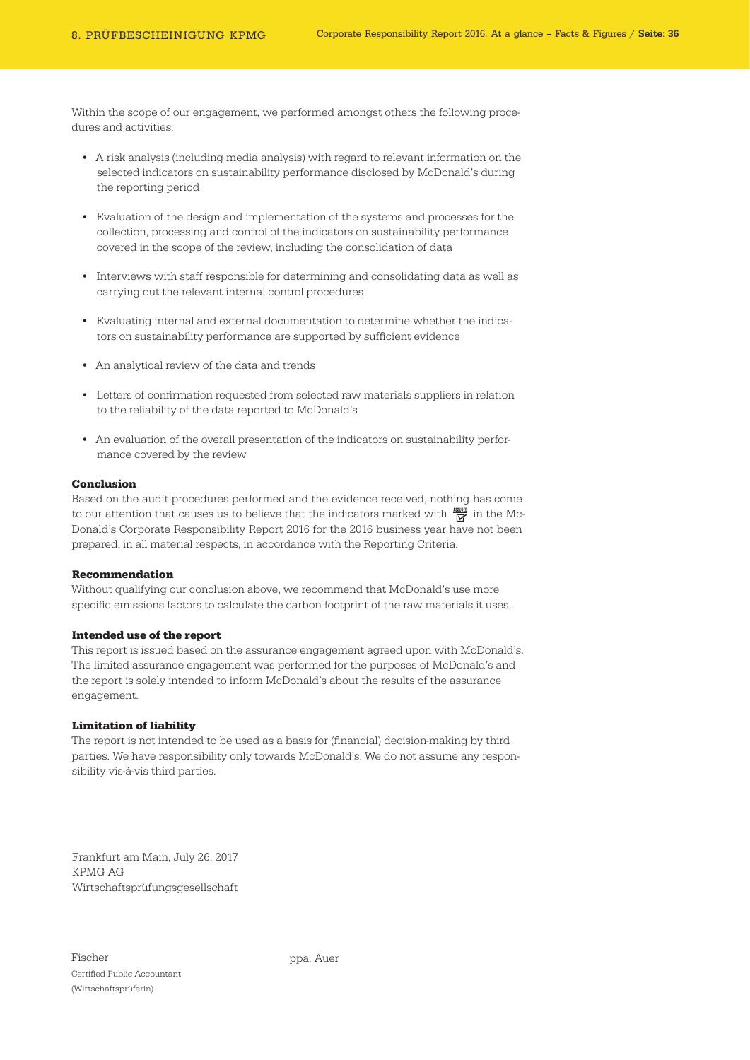Within the scope of our engagement, we performed amongst others the following procedures and activities:

- A risk analysis (including media analysis) with regard to relevant information on the selected indicators on sustainability performance disclosed by McDonald's during the reporting period
- Evaluation of the design and implementation of the systems and processes for the collection, processing and control of the indicators on sustainability performance covered in the scope of the review, including the consolidation of data
- Interviews with staff responsible for determining and consolidating data as well as carrying out the relevant internal control procedures
- Evaluating internal and external documentation to determine whether the indicators on sustainability performance are supported by sufficient evidence
- An analytical review of the data and trends
- Letters of confirmation requested from selected raw materials suppliers in relation to the reliability of the data reported to McDonald's
- An evaluation of the overall presentation of the indicators on sustainability performance covered by the review

**Conclusion**

Based on the audit procedures performed and the evidence received, nothing has come to our attention that causes us to believe that the indicators marked with ASSURED ☑ in the McDonald's Corporate Responsibility Report 2016 for the 2016 business year have not been prepared, in all material respects, in accordance with the Reporting Criteria.

**Recommendation**

Without qualifying our conclusion above, we recommend that McDonald's use more specific emissions factors to calculate the carbon footprint of the raw materials it uses.

**Intended use of the report**

This report is issued based on the assurance engagement agreed upon with McDonald's. The limited assurance engagement was performed for the purposes of McDonald's and the report is solely intended to inform McDonald's about the results of the assurance engagement.

**Limitation of liability**

The report is not intended to be used as a basis for (financial) decision-making by third parties. We have responsibility only towards McDonald's. We do not assume any responsibility vis-à-vis third parties.

Frankfurt am Main, July 26, 2017
KPMG AG
Wirtschaftsprüfungsgesellschaft

Fischer
Certified Public Accountant
(Wirtschaftsprüferin)

ppa. Auer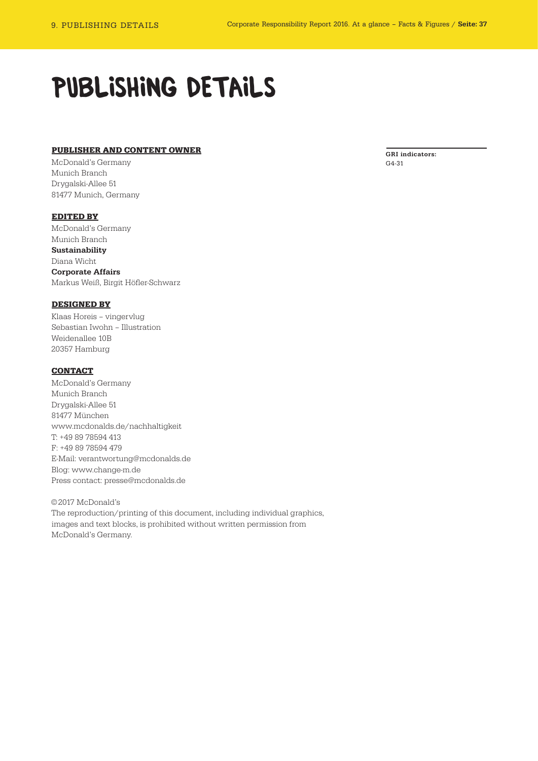# PUBLISHING DETAILS

**PUBLISHER AND CONTENT OWNER**

McDonald's Germany
Munich Branch
Drygalski-Allee 51
81477 Munich, Germany

**EDITED BY**

McDonald's Germany
Munich Branch
**Sustainability**
Diana Wicht
**Corporate Affairs**
Markus Weiß, Birgit Höfler-Schwarz

**DESIGNED BY**

Klaas Horeis – vingervlug
Sebastian Iwohn – Illustration
Weidenallee 10B
20357 Hamburg

**CONTACT**

McDonald's Germany
Munich Branch
Drygalski-Allee 51
81477 München
www.mcdonalds.de/nachhaltigkeit
T: +49 89 78594 413
F: +49 89 78594 479
E-Mail: verantwortung@mcdonalds.de
Blog: www.change-m.de
Press contact: presse@mcdonalds.de

© 2017 McDonald's
The reproduction/printing of this document, including individual graphics, images and text blocks, is prohibited without written permission from McDonald's Germany.

**GRI indicators:**
G4-31